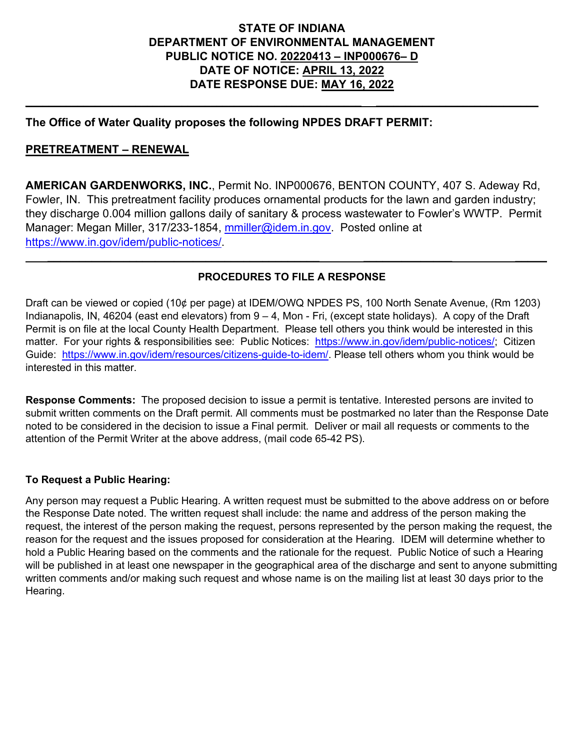**STATE OF INDIANA**
**DEPARTMENT OF ENVIRONMENTAL MANAGEMENT**
**PUBLIC NOTICE NO. 20220413 – INP000676– D**
**DATE OF NOTICE: APRIL 13, 2022**
**DATE RESPONSE DUE: MAY 16, 2022**

---

**The Office of Water Quality proposes the following NPDES DRAFT PERMIT:**

**PRETREATMENT – RENEWAL**

**AMERICAN GARDENWORKS, INC.**, Permit No. INP000676, BENTON COUNTY, 407 S. Adeway Rd, Fowler, IN. This pretreatment facility produces ornamental products for the lawn and garden industry; they discharge 0.004 million gallons daily of sanitary & process wastewater to Fowler's WWTP. Permit Manager: Megan Miller, 317/233-1854, mmiller@idem.in.gov. Posted online at https://www.in.gov/idem/public-notices/.

---

**PROCEDURES TO FILE A RESPONSE**

Draft can be viewed or copied (10¢ per page) at IDEM/OWQ NPDES PS, 100 North Senate Avenue, (Rm 1203) Indianapolis, IN, 46204 (east end elevators) from 9 – 4, Mon - Fri, (except state holidays). A copy of the Draft Permit is on file at the local County Health Department. Please tell others you think would be interested in this matter. For your rights & responsibilities see: Public Notices: https://www.in.gov/idem/public-notices/; Citizen Guide: https://www.in.gov/idem/resources/citizens-guide-to-idem/. Please tell others whom you think would be interested in this matter.

**Response Comments:** The proposed decision to issue a permit is tentative. Interested persons are invited to submit written comments on the Draft permit. All comments must be postmarked no later than the Response Date noted to be considered in the decision to issue a Final permit. Deliver or mail all requests or comments to the attention of the Permit Writer at the above address, (mail code 65-42 PS).

**To Request a Public Hearing:**

Any person may request a Public Hearing. A written request must be submitted to the above address on or before the Response Date noted. The written request shall include: the name and address of the person making the request, the interest of the person making the request, persons represented by the person making the request, the reason for the request and the issues proposed for consideration at the Hearing. IDEM will determine whether to hold a Public Hearing based on the comments and the rationale for the request. Public Notice of such a Hearing will be published in at least one newspaper in the geographical area of the discharge and sent to anyone submitting written comments and/or making such request and whose name is on the mailing list at least 30 days prior to the Hearing.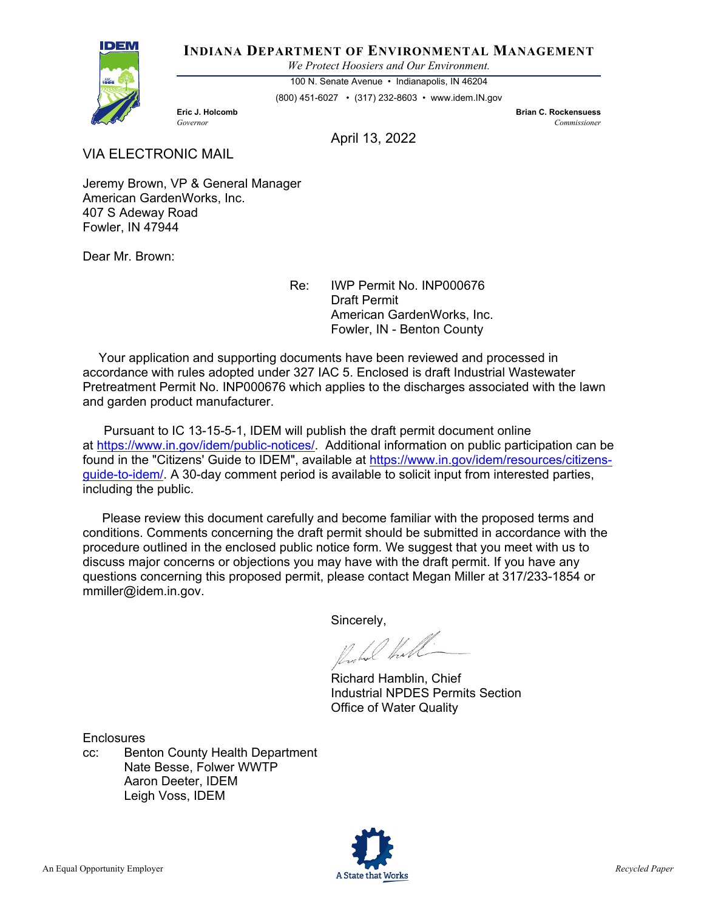**INDIANA DEPARTMENT OF ENVIRONMENTAL MANAGEMENT**

*We Protect Hoosiers and Our Environment.*

100 N. Senate Avenue • Indianapolis, IN 46204

(800) 451-6027 • (317) 232-8603 • www.idem.IN.gov

**Eric J. Holcomb**
*Governor*

**Brian C. Rockensuess**
*Commissioner*

April 13, 2022

VIA ELECTRONIC MAIL

Jeremy Brown, VP & General Manager
American GardenWorks, Inc.
407 S Adeway Road
Fowler, IN 47944

Dear Mr. Brown:

Re: IWP Permit No. INP000676
Draft Permit
American GardenWorks, Inc.
Fowler, IN - Benton County

Your application and supporting documents have been reviewed and processed in accordance with rules adopted under 327 IAC 5. Enclosed is draft Industrial Wastewater Pretreatment Permit No. INP000676 which applies to the discharges associated with the lawn and garden product manufacturer.

Pursuant to IC 13-15-5-1, IDEM will publish the draft permit document online at https://www.in.gov/idem/public-notices/. Additional information on public participation can be found in the "Citizens' Guide to IDEM", available at https://www.in.gov/idem/resources/citizens-guide-to-idem/. A 30-day comment period is available to solicit input from interested parties, including the public.

Please review this document carefully and become familiar with the proposed terms and conditions. Comments concerning the draft permit should be submitted in accordance with the procedure outlined in the enclosed public notice form. We suggest that you meet with us to discuss major concerns or objections you may have with the draft permit. If you have any questions concerning this proposed permit, please contact Megan Miller at 317/233-1854 or mmiller@idem.in.gov.

Sincerely,

Richard Hamblin, Chief
Industrial NPDES Permits Section
Office of Water Quality

Enclosures

cc: Benton County Health Department
Nate Besse, Folwer WWTP
Aaron Deeter, IDEM
Leigh Voss, IDEM

An Equal Opportunity Employer

A State that Works

*Recycled Paper*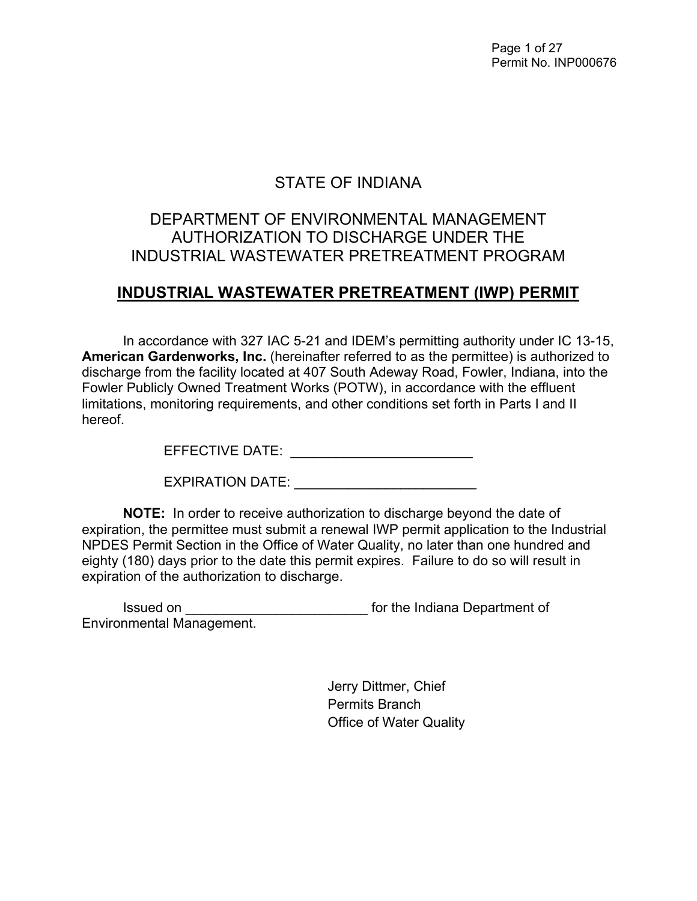# STATE OF INDIANA

# DEPARTMENT OF ENVIRONMENTAL MANAGEMENT AUTHORIZATION TO DISCHARGE UNDER THE INDUSTRIAL WASTEWATER PRETREATMENT PROGRAM

## INDUSTRIAL WASTEWATER PRETREATMENT (IWP) PERMIT

In accordance with 327 IAC 5-21 and IDEM's permitting authority under IC 13-15, **American Gardenworks, Inc.** (hereinafter referred to as the permittee) is authorized to discharge from the facility located at 407 South Adeway Road, Fowler, Indiana, into the Fowler Publicly Owned Treatment Works (POTW), in accordance with the effluent limitations, monitoring requirements, and other conditions set forth in Parts I and II hereof.

EFFECTIVE DATE: ________________________

EXPIRATION DATE: ________________________

**NOTE:** In order to receive authorization to discharge beyond the date of expiration, the permittee must submit a renewal IWP permit application to the Industrial NPDES Permit Section in the Office of Water Quality, no later than one hundred and eighty (180) days prior to the date this permit expires. Failure to do so will result in expiration of the authorization to discharge.

Issued on ________________________ for the Indiana Department of Environmental Management.

Jerry Dittmer, Chief
Permits Branch
Office of Water Quality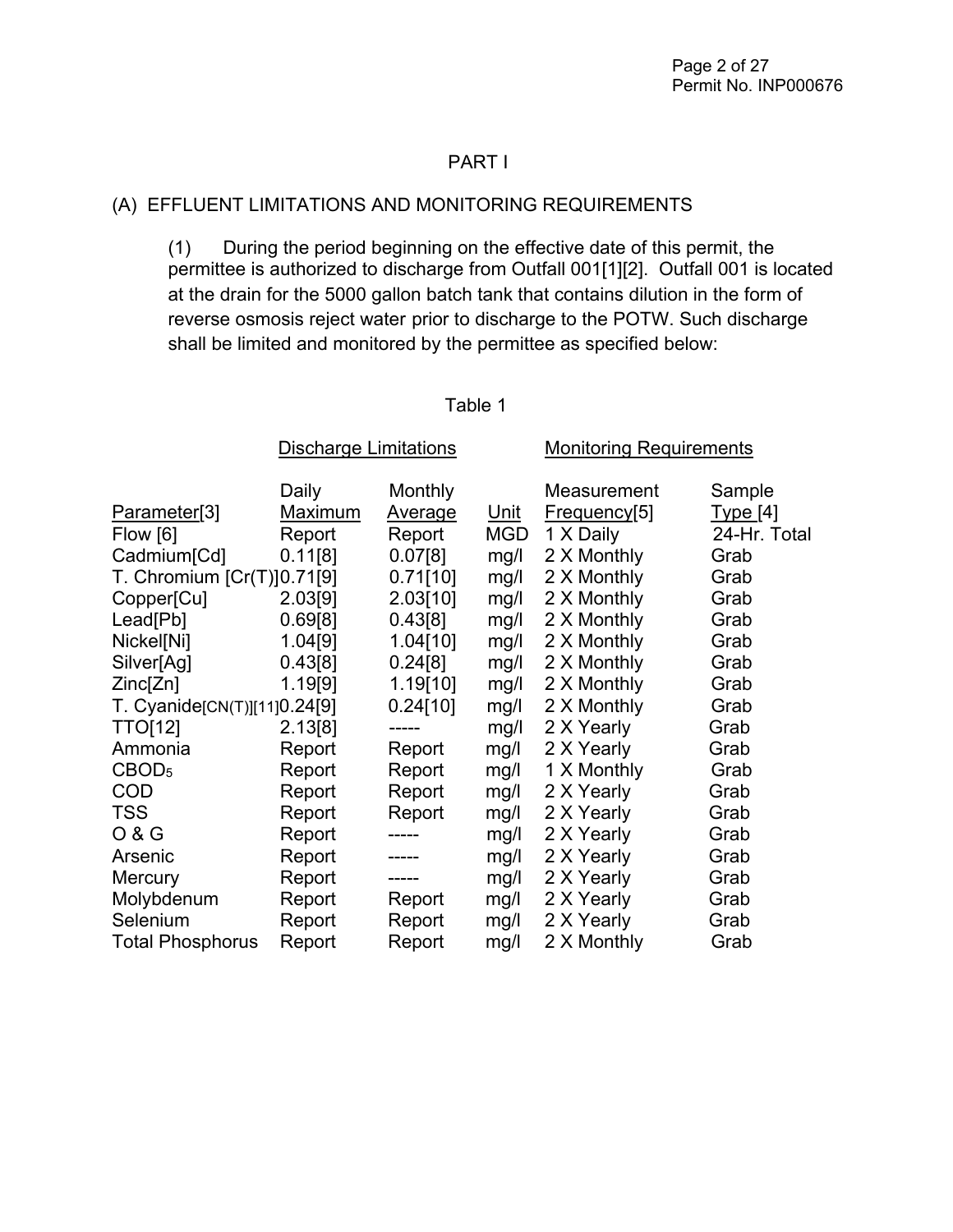# PART I

## (A) EFFLUENT LIMITATIONS AND MONITORING REQUIREMENTS

(1) During the period beginning on the effective date of this permit, the permittee is authorized to discharge from Outfall 001[1][2]. Outfall 001 is located at the drain for the 5000 gallon batch tank that contains dilution in the form of reverse osmosis reject water prior to discharge to the POTW. Such discharge shall be limited and monitored by the permittee as specified below:

Table 1

| | Discharge Limitations | | | Monitoring Requirements | |
|---|---|---|---|---|---|
| Parameter[3] | Daily Maximum | Monthly Average | Unit | Measurement Frequency[5] | Sample Type [4] |
| Flow [6] | Report | Report | MGD | 1 X Daily | 24-Hr. Total |
| Cadmium[Cd] | 0.11[8] | 0.07[8] | mg/l | 2 X Monthly | Grab |
| T. Chromium [Cr(T)] | 0.71[9] | 0.71[10] | mg/l | 2 X Monthly | Grab |
| Copper[Cu] | 2.03[9] | 2.03[10] | mg/l | 2 X Monthly | Grab |
| Lead[Pb] | 0.69[8] | 0.43[8] | mg/l | 2 X Monthly | Grab |
| Nickel[Ni] | 1.04[9] | 1.04[10] | mg/l | 2 X Monthly | Grab |
| Silver[Ag] | 0.43[8] | 0.24[8] | mg/l | 2 X Monthly | Grab |
| Zinc[Zn] | 1.19[9] | 1.19[10] | mg/l | 2 X Monthly | Grab |
| T. Cyanide[CN(T)][11] | 0.24[9] | 0.24[10] | mg/l | 2 X Monthly | Grab |
| TTO[12] | 2.13[8] | ----- | mg/l | 2 X Yearly | Grab |
| Ammonia | Report | Report | mg/l | 2 X Yearly | Grab |
| $CBOD_5$ | Report | Report | mg/l | 1 X Monthly | Grab |
| COD | Report | Report | mg/l | 2 X Yearly | Grab |
| TSS | Report | Report | mg/l | 2 X Yearly | Grab |
| O & G | Report | ----- | mg/l | 2 X Yearly | Grab |
| Arsenic | Report | ----- | mg/l | 2 X Yearly | Grab |
| Mercury | Report | ----- | mg/l | 2 X Yearly | Grab |
| Molybdenum | Report | Report | mg/l | 2 X Yearly | Grab |
| Selenium | Report | Report | mg/l | 2 X Yearly | Grab |
| Total Phosphorus | Report | Report | mg/l | 2 X Monthly | Grab |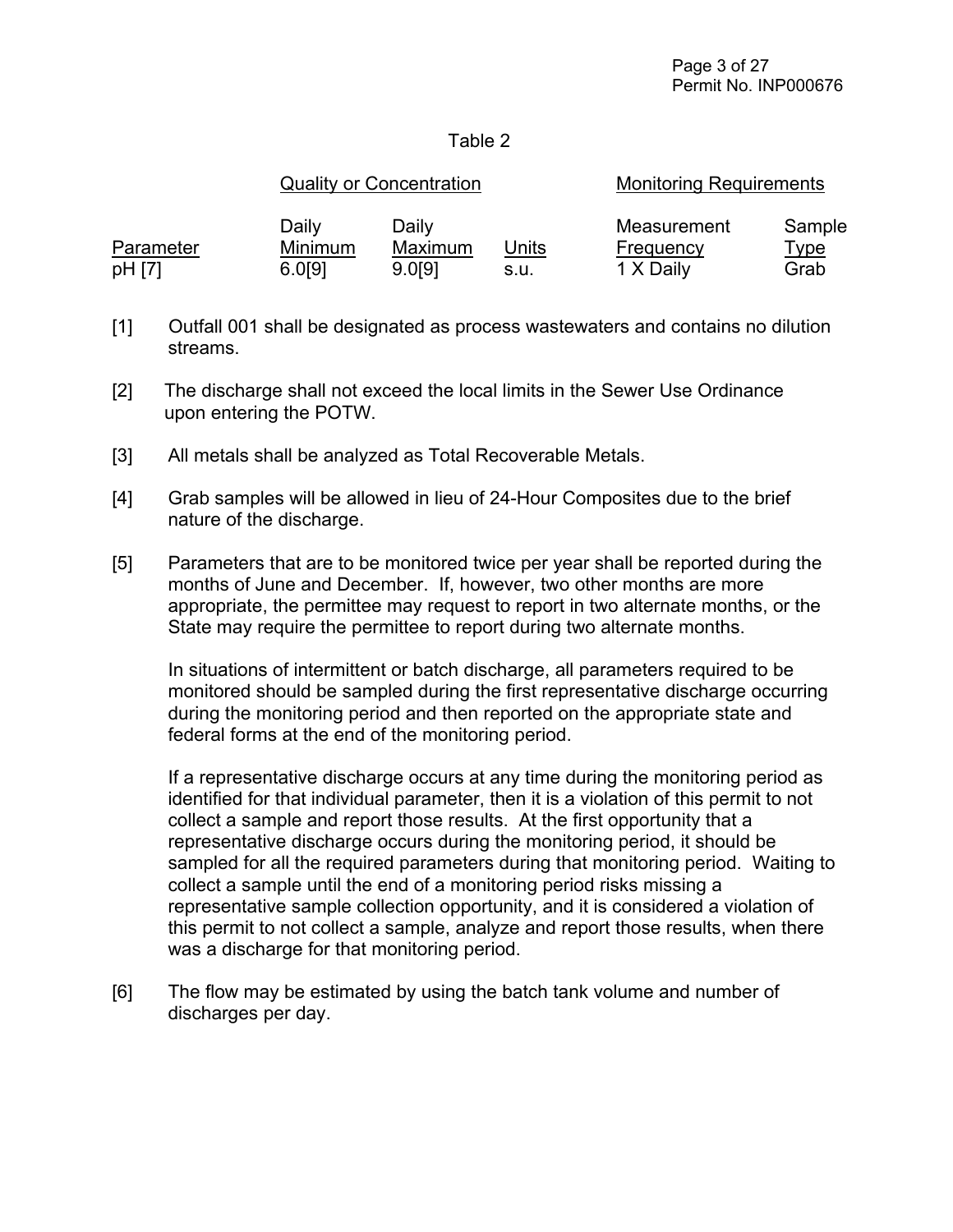Table 2

| | Quality or Concentration | | | Monitoring Requirements | |
|---|---|---|---|---|---|
| Parameter | Daily Minimum | Daily Maximum | Units | Measurement Frequency | Sample Type |
| pH [7] | 6.0[9] | 9.0[9] | s.u. | 1 X Daily | Grab |

[1] Outfall 001 shall be designated as process wastewaters and contains no dilution streams.

[2] The discharge shall not exceed the local limits in the Sewer Use Ordinance upon entering the POTW.

[3] All metals shall be analyzed as Total Recoverable Metals.

[4] Grab samples will be allowed in lieu of 24-Hour Composites due to the brief nature of the discharge.

[5] Parameters that are to be monitored twice per year shall be reported during the months of June and December. If, however, two other months are more appropriate, the permittee may request to report in two alternate months, or the State may require the permittee to report during two alternate months.

In situations of intermittent or batch discharge, all parameters required to be monitored should be sampled during the first representative discharge occurring during the monitoring period and then reported on the appropriate state and federal forms at the end of the monitoring period.

If a representative discharge occurs at any time during the monitoring period as identified for that individual parameter, then it is a violation of this permit to not collect a sample and report those results. At the first opportunity that a representative discharge occurs during the monitoring period, it should be sampled for all the required parameters during that monitoring period. Waiting to collect a sample until the end of a monitoring period risks missing a representative sample collection opportunity, and it is considered a violation of this permit to not collect a sample, analyze and report those results, when there was a discharge for that monitoring period.

[6] The flow may be estimated by using the batch tank volume and number of discharges per day.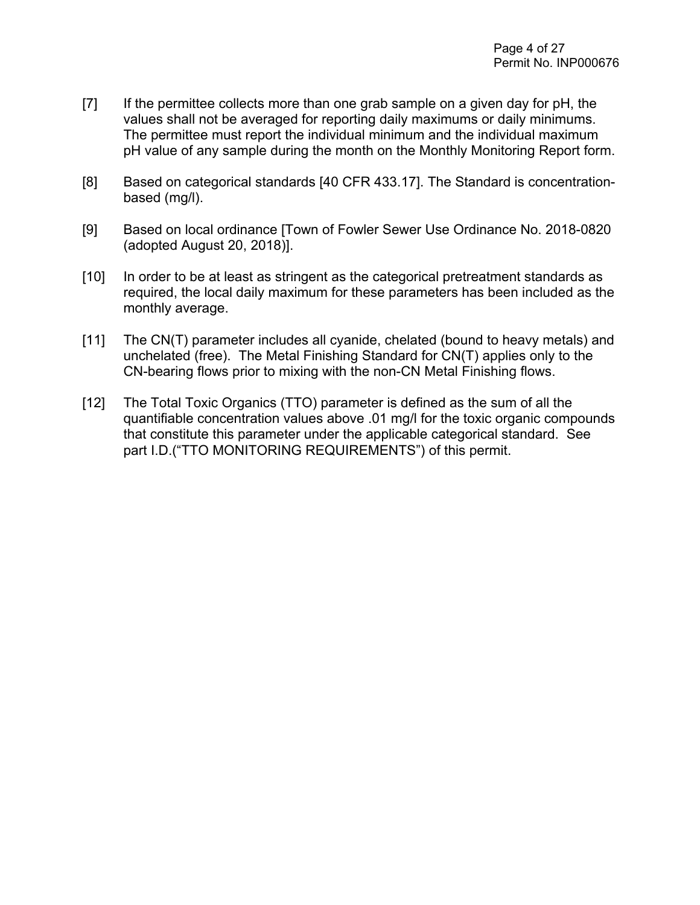[7] If the permittee collects more than one grab sample on a given day for pH, the values shall not be averaged for reporting daily maximums or daily minimums. The permittee must report the individual minimum and the individual maximum pH value of any sample during the month on the Monthly Monitoring Report form.

[8] Based on categorical standards [40 CFR 433.17]. The Standard is concentration-based (mg/l).

[9] Based on local ordinance [Town of Fowler Sewer Use Ordinance No. 2018-0820 (adopted August 20, 2018)].

[10] In order to be at least as stringent as the categorical pretreatment standards as required, the local daily maximum for these parameters has been included as the monthly average.

[11] The CN(T) parameter includes all cyanide, chelated (bound to heavy metals) and unchelated (free). The Metal Finishing Standard for CN(T) applies only to the CN-bearing flows prior to mixing with the non-CN Metal Finishing flows.

[12] The Total Toxic Organics (TTO) parameter is defined as the sum of all the quantifiable concentration values above .01 mg/l for the toxic organic compounds that constitute this parameter under the applicable categorical standard. See part I.D.("TTO MONITORING REQUIREMENTS") of this permit.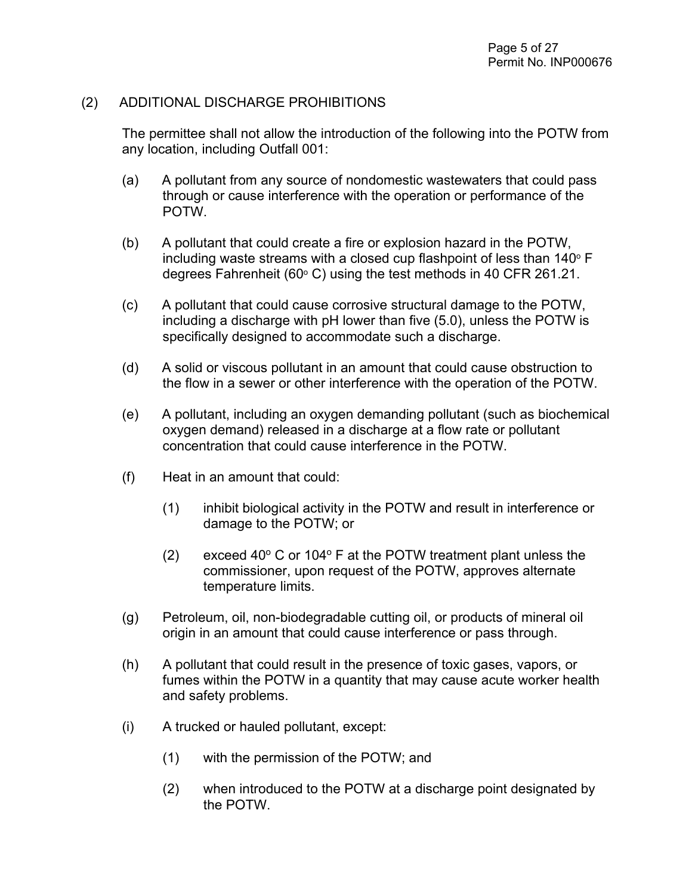(2) ADDITIONAL DISCHARGE PROHIBITIONS

The permittee shall not allow the introduction of the following into the POTW from any location, including Outfall 001:

(a) A pollutant from any source of nondomestic wastewaters that could pass through or cause interference with the operation or performance of the POTW.

(b) A pollutant that could create a fire or explosion hazard in the POTW, including waste streams with a closed cup flashpoint of less than 140° F degrees Fahrenheit (60° C) using the test methods in 40 CFR 261.21.

(c) A pollutant that could cause corrosive structural damage to the POTW, including a discharge with pH lower than five (5.0), unless the POTW is specifically designed to accommodate such a discharge.

(d) A solid or viscous pollutant in an amount that could cause obstruction to the flow in a sewer or other interference with the operation of the POTW.

(e) A pollutant, including an oxygen demanding pollutant (such as biochemical oxygen demand) released in a discharge at a flow rate or pollutant concentration that could cause interference in the POTW.

(f) Heat in an amount that could:

(1) inhibit biological activity in the POTW and result in interference or damage to the POTW; or

(2) exceed 40° C or 104° F at the POTW treatment plant unless the commissioner, upon request of the POTW, approves alternate temperature limits.

(g) Petroleum, oil, non-biodegradable cutting oil, or products of mineral oil origin in an amount that could cause interference or pass through.

(h) A pollutant that could result in the presence of toxic gases, vapors, or fumes within the POTW in a quantity that may cause acute worker health and safety problems.

(i) A trucked or hauled pollutant, except:

(1) with the permission of the POTW; and

(2) when introduced to the POTW at a discharge point designated by the POTW.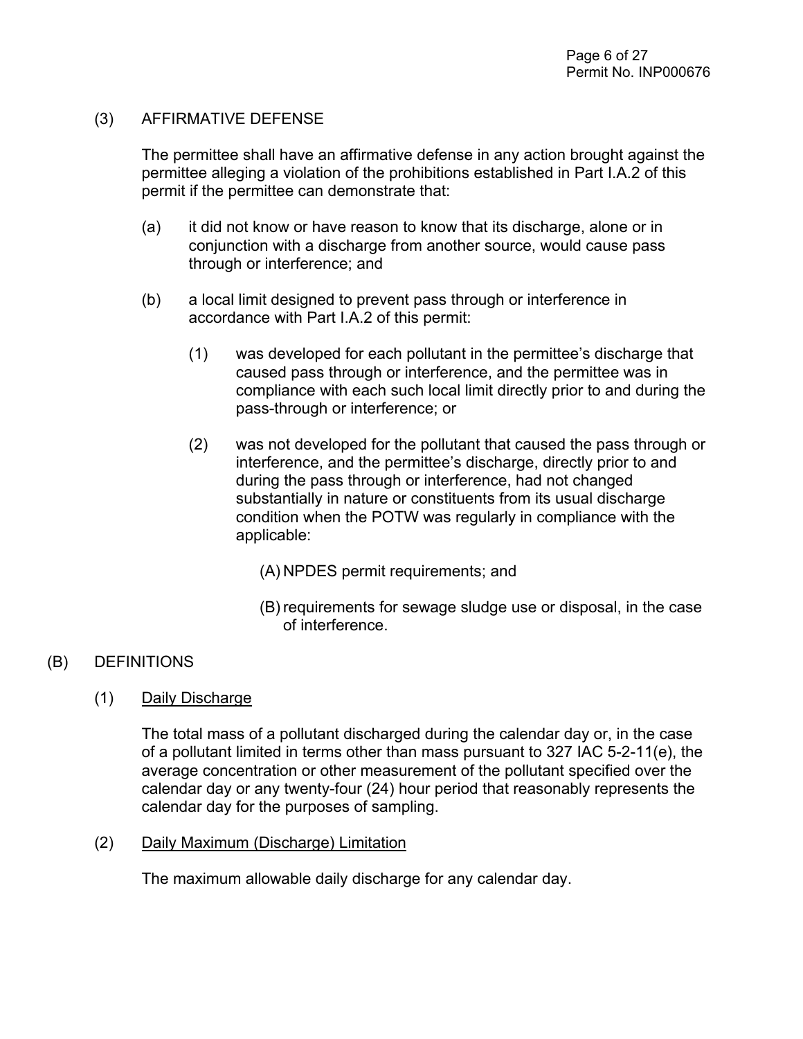(3) AFFIRMATIVE DEFENSE

The permittee shall have an affirmative defense in any action brought against the permittee alleging a violation of the prohibitions established in Part I.A.2 of this permit if the permittee can demonstrate that:

(a) it did not know or have reason to know that its discharge, alone or in conjunction with a discharge from another source, would cause pass through or interference; and

(b) a local limit designed to prevent pass through or interference in accordance with Part I.A.2 of this permit:

(1) was developed for each pollutant in the permittee's discharge that caused pass through or interference, and the permittee was in compliance with each such local limit directly prior to and during the pass-through or interference; or

(2) was not developed for the pollutant that caused the pass through or interference, and the permittee's discharge, directly prior to and during the pass through or interference, had not changed substantially in nature or constituents from its usual discharge condition when the POTW was regularly in compliance with the applicable:

(A) NPDES permit requirements; and

(B) requirements for sewage sludge use or disposal, in the case of interference.

(B) DEFINITIONS

(1) Daily Discharge

The total mass of a pollutant discharged during the calendar day or, in the case of a pollutant limited in terms other than mass pursuant to 327 IAC 5-2-11(e), the average concentration or other measurement of the pollutant specified over the calendar day or any twenty-four (24) hour period that reasonably represents the calendar day for the purposes of sampling.

(2) Daily Maximum (Discharge) Limitation

The maximum allowable daily discharge for any calendar day.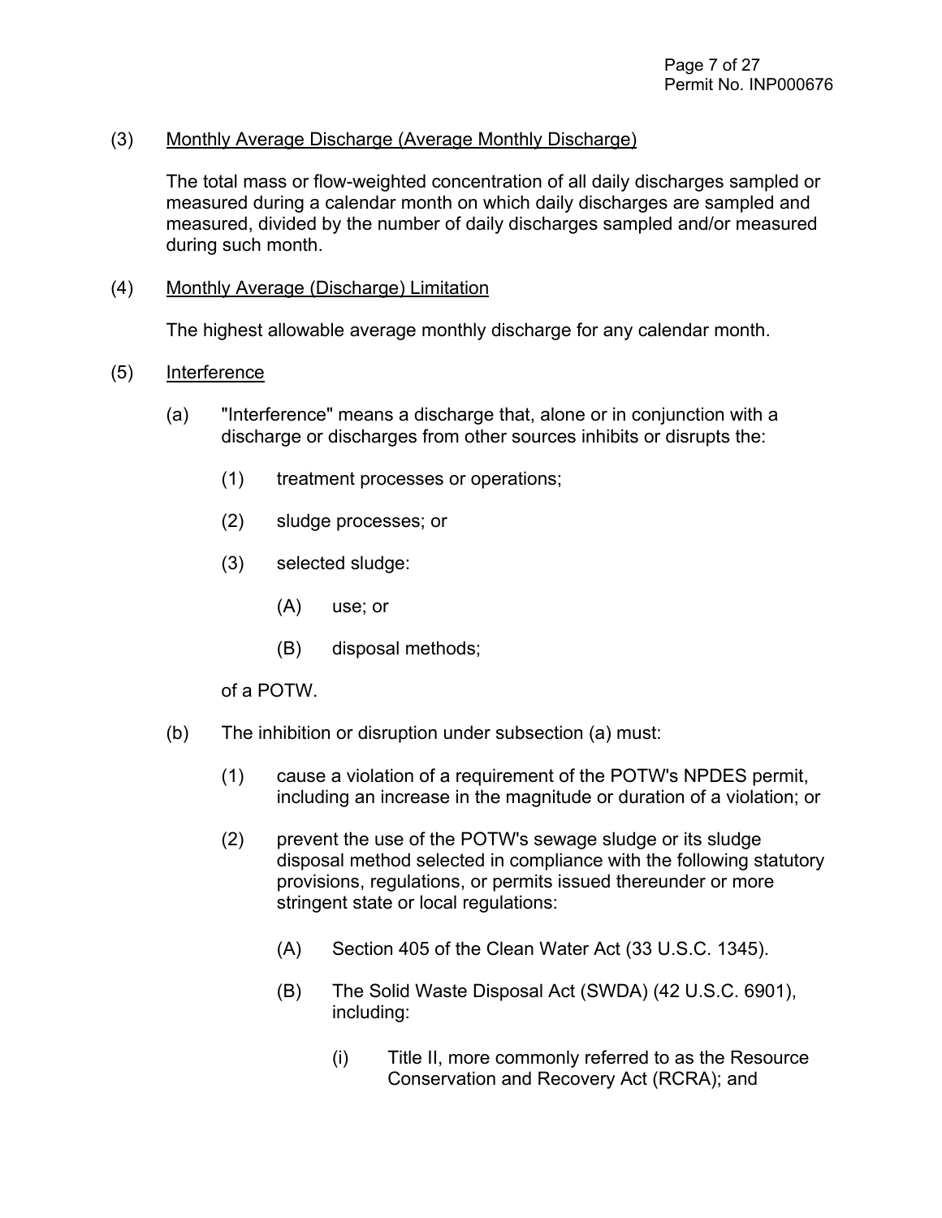(3) <u>Monthly Average Discharge (Average Monthly Discharge)</u>

The total mass or flow-weighted concentration of all daily discharges sampled or measured during a calendar month on which daily discharges are sampled and measured, divided by the number of daily discharges sampled and/or measured during such month.

(4) <u>Monthly Average (Discharge) Limitation</u>

The highest allowable average monthly discharge for any calendar month.

(5) <u>Interference</u>

- (a) "Interference" means a discharge that, alone or in conjunction with a discharge or discharges from other sources inhibits or disrupts the:
  - (1) treatment processes or operations;
  - (2) sludge processes; or
  - (3) selected sludge:
    - (A) use; or
    - (B) disposal methods;

  of a POTW.

- (b) The inhibition or disruption under subsection (a) must:
  - (1) cause a violation of a requirement of the POTW's NPDES permit, including an increase in the magnitude or duration of a violation; or
  - (2) prevent the use of the POTW's sewage sludge or its sludge disposal method selected in compliance with the following statutory provisions, regulations, or permits issued thereunder or more stringent state or local regulations:
    - (A) Section 405 of the Clean Water Act (33 U.S.C. 1345).
    - (B) The Solid Waste Disposal Act (SWDA) (42 U.S.C. 6901), including:
      - (i) Title II, more commonly referred to as the Resource Conservation and Recovery Act (RCRA); and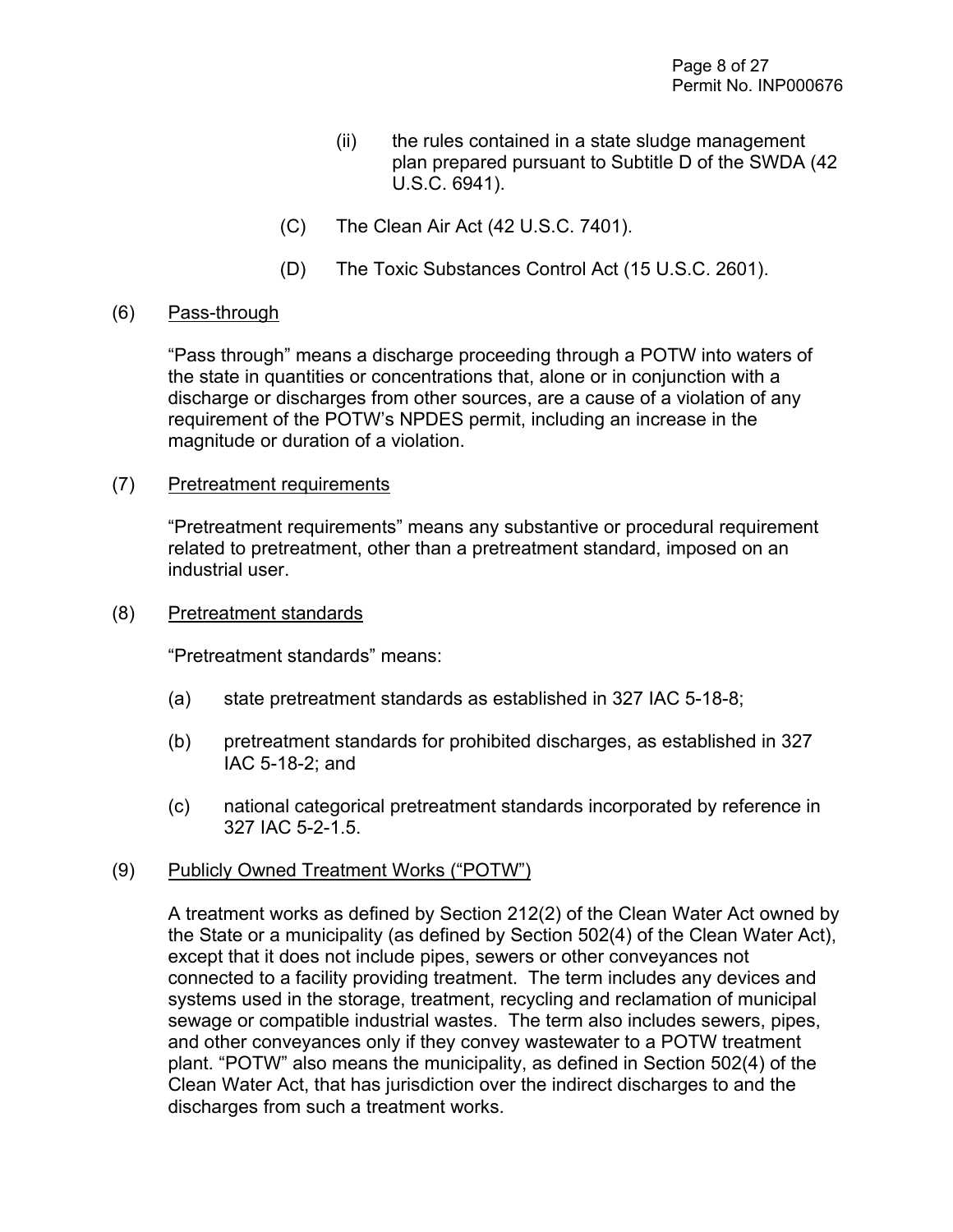(ii) the rules contained in a state sludge management plan prepared pursuant to Subtitle D of the SWDA (42 U.S.C. 6941).

(C) The Clean Air Act (42 U.S.C. 7401).

(D) The Toxic Substances Control Act (15 U.S.C. 2601).

(6) <u>Pass-through</u>

"Pass through" means a discharge proceeding through a POTW into waters of the state in quantities or concentrations that, alone or in conjunction with a discharge or discharges from other sources, are a cause of a violation of any requirement of the POTW's NPDES permit, including an increase in the magnitude or duration of a violation.

(7) <u>Pretreatment requirements</u>

"Pretreatment requirements" means any substantive or procedural requirement related to pretreatment, other than a pretreatment standard, imposed on an industrial user.

(8) <u>Pretreatment standards</u>

"Pretreatment standards" means:

(a) state pretreatment standards as established in 327 IAC 5-18-8;

(b) pretreatment standards for prohibited discharges, as established in 327 IAC 5-18-2; and

(c) national categorical pretreatment standards incorporated by reference in 327 IAC 5-2-1.5.

(9) <u>Publicly Owned Treatment Works ("POTW")</u>

A treatment works as defined by Section 212(2) of the Clean Water Act owned by the State or a municipality (as defined by Section 502(4) of the Clean Water Act), except that it does not include pipes, sewers or other conveyances not connected to a facility providing treatment. The term includes any devices and systems used in the storage, treatment, recycling and reclamation of municipal sewage or compatible industrial wastes. The term also includes sewers, pipes, and other conveyances only if they convey wastewater to a POTW treatment plant. "POTW" also means the municipality, as defined in Section 502(4) of the Clean Water Act, that has jurisdiction over the indirect discharges to and the discharges from such a treatment works.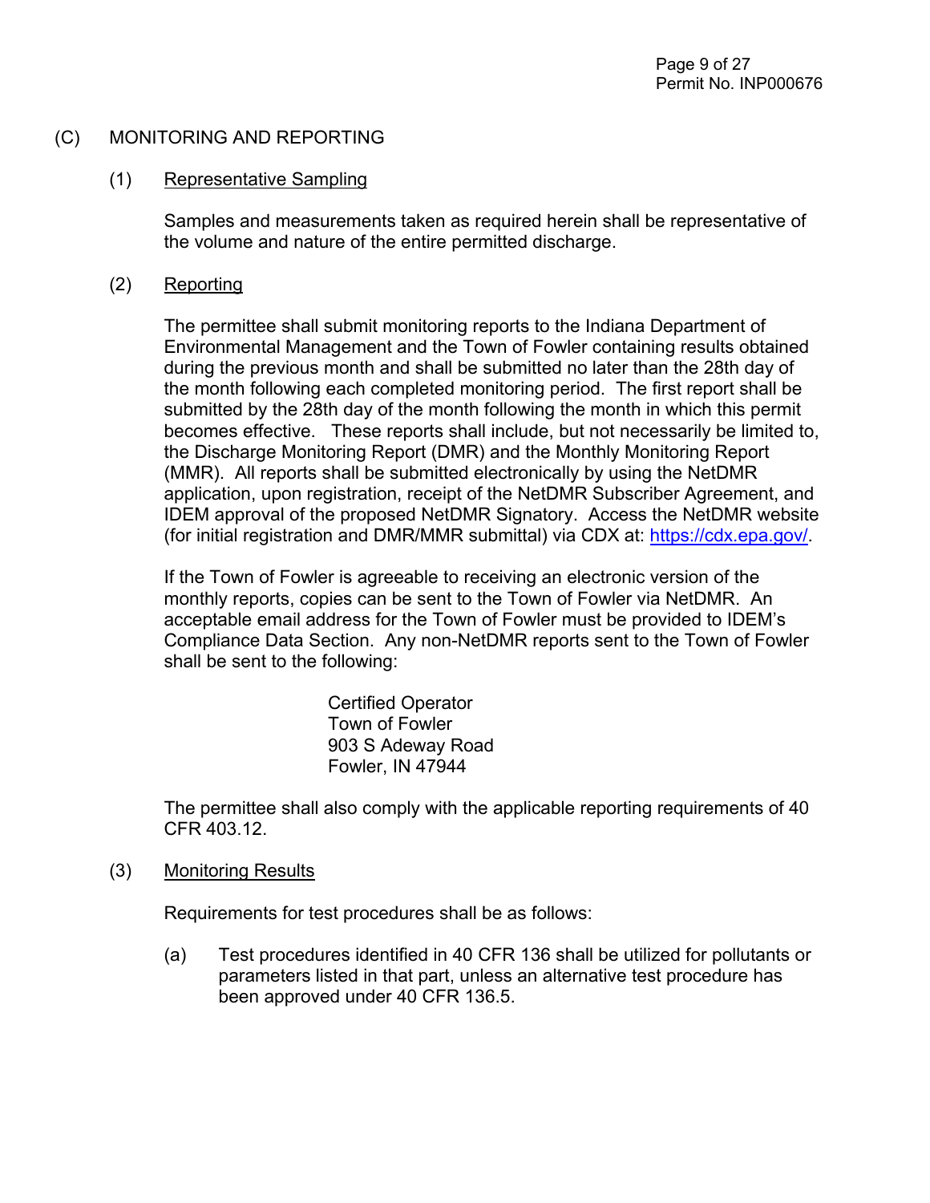## (C) MONITORING AND REPORTING

### (1) Representative Sampling

Samples and measurements taken as required herein shall be representative of the volume and nature of the entire permitted discharge.

### (2) Reporting

The permittee shall submit monitoring reports to the Indiana Department of Environmental Management and the Town of Fowler containing results obtained during the previous month and shall be submitted no later than the 28th day of the month following each completed monitoring period. The first report shall be submitted by the 28th day of the month following the month in which this permit becomes effective. These reports shall include, but not necessarily be limited to, the Discharge Monitoring Report (DMR) and the Monthly Monitoring Report (MMR). All reports shall be submitted electronically by using the NetDMR application, upon registration, receipt of the NetDMR Subscriber Agreement, and IDEM approval of the proposed NetDMR Signatory. Access the NetDMR website (for initial registration and DMR/MMR submittal) via CDX at: https://cdx.epa.gov/.

If the Town of Fowler is agreeable to receiving an electronic version of the monthly reports, copies can be sent to the Town of Fowler via NetDMR. An acceptable email address for the Town of Fowler must be provided to IDEM's Compliance Data Section. Any non-NetDMR reports sent to the Town of Fowler shall be sent to the following:

Certified Operator
Town of Fowler
903 S Adeway Road
Fowler, IN 47944

The permittee shall also comply with the applicable reporting requirements of 40 CFR 403.12.

### (3) Monitoring Results

Requirements for test procedures shall be as follows:

(a) Test procedures identified in 40 CFR 136 shall be utilized for pollutants or parameters listed in that part, unless an alternative test procedure has been approved under 40 CFR 136.5.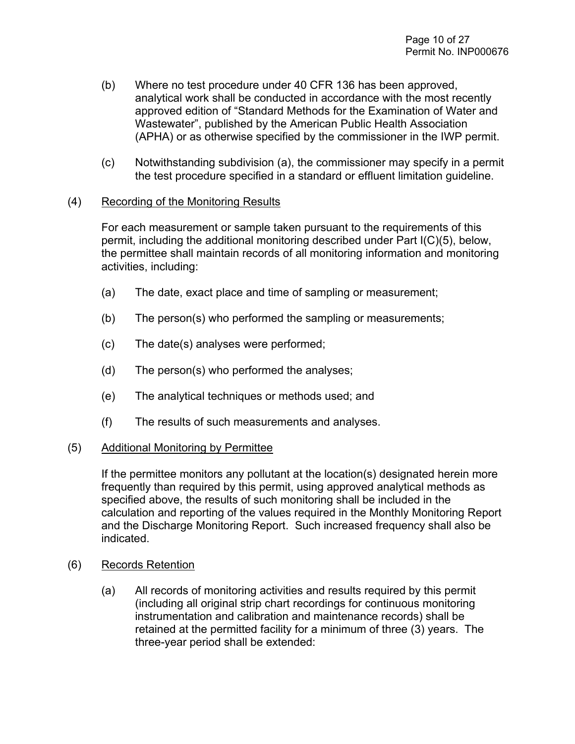(b) Where no test procedure under 40 CFR 136 has been approved, analytical work shall be conducted in accordance with the most recently approved edition of "Standard Methods for the Examination of Water and Wastewater", published by the American Public Health Association (APHA) or as otherwise specified by the commissioner in the IWP permit.

(c) Notwithstanding subdivision (a), the commissioner may specify in a permit the test procedure specified in a standard or effluent limitation guideline.

(4) Recording of the Monitoring Results

For each measurement or sample taken pursuant to the requirements of this permit, including the additional monitoring described under Part I(C)(5), below, the permittee shall maintain records of all monitoring information and monitoring activities, including:

(a) The date, exact place and time of sampling or measurement;

(b) The person(s) who performed the sampling or measurements;

(c) The date(s) analyses were performed;

(d) The person(s) who performed the analyses;

(e) The analytical techniques or methods used; and

(f) The results of such measurements and analyses.

(5) Additional Monitoring by Permittee

If the permittee monitors any pollutant at the location(s) designated herein more frequently than required by this permit, using approved analytical methods as specified above, the results of such monitoring shall be included in the calculation and reporting of the values required in the Monthly Monitoring Report and the Discharge Monitoring Report. Such increased frequency shall also be indicated.

(6) Records Retention

(a) All records of monitoring activities and results required by this permit (including all original strip chart recordings for continuous monitoring instrumentation and calibration and maintenance records) shall be retained at the permitted facility for a minimum of three (3) years. The three-year period shall be extended: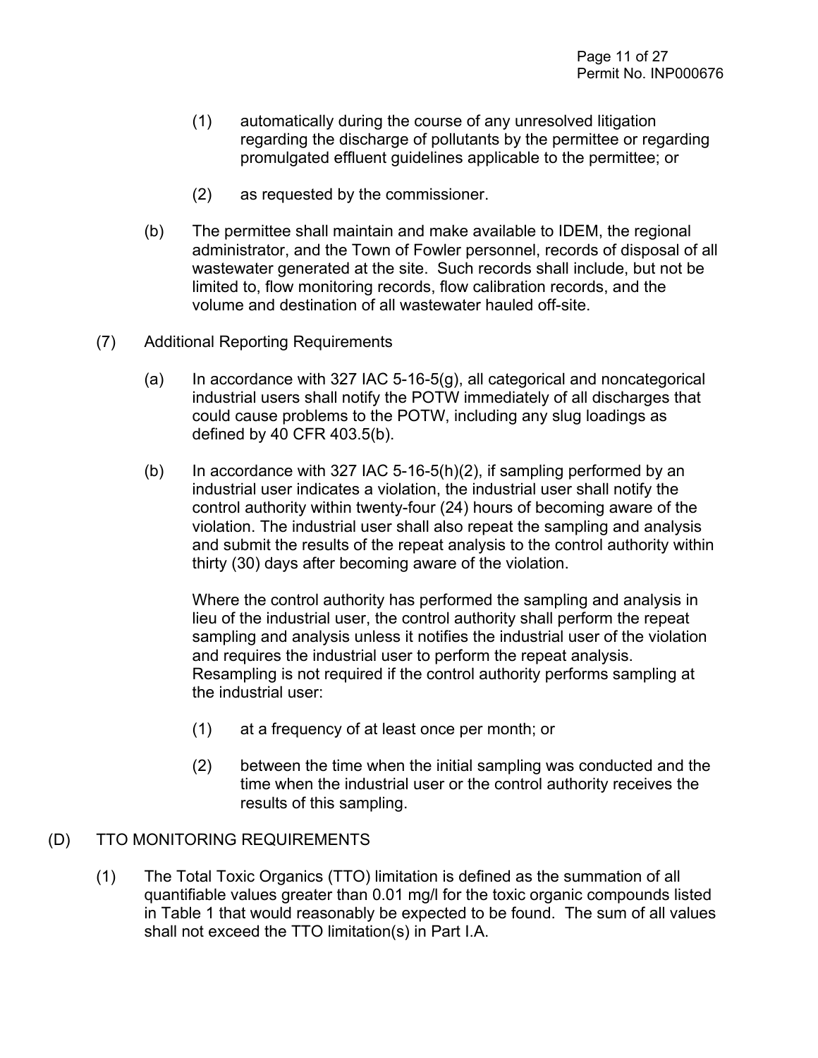(1) automatically during the course of any unresolved litigation regarding the discharge of pollutants by the permittee or regarding promulgated effluent guidelines applicable to the permittee; or

(2) as requested by the commissioner.

(b) The permittee shall maintain and make available to IDEM, the regional administrator, and the Town of Fowler personnel, records of disposal of all wastewater generated at the site. Such records shall include, but not be limited to, flow monitoring records, flow calibration records, and the volume and destination of all wastewater hauled off-site.

(7) Additional Reporting Requirements

(a) In accordance with 327 IAC 5-16-5(g), all categorical and noncategorical industrial users shall notify the POTW immediately of all discharges that could cause problems to the POTW, including any slug loadings as defined by 40 CFR 403.5(b).

(b) In accordance with 327 IAC 5-16-5(h)(2), if sampling performed by an industrial user indicates a violation, the industrial user shall notify the control authority within twenty-four (24) hours of becoming aware of the violation. The industrial user shall also repeat the sampling and analysis and submit the results of the repeat analysis to the control authority within thirty (30) days after becoming aware of the violation.

Where the control authority has performed the sampling and analysis in lieu of the industrial user, the control authority shall perform the repeat sampling and analysis unless it notifies the industrial user of the violation and requires the industrial user to perform the repeat analysis. Resampling is not required if the control authority performs sampling at the industrial user:

(1) at a frequency of at least once per month; or

(2) between the time when the initial sampling was conducted and the time when the industrial user or the control authority receives the results of this sampling.

## (D) TTO MONITORING REQUIREMENTS

(1) The Total Toxic Organics (TTO) limitation is defined as the summation of all quantifiable values greater than 0.01 mg/l for the toxic organic compounds listed in Table 1 that would reasonably be expected to be found. The sum of all values shall not exceed the TTO limitation(s) in Part I.A.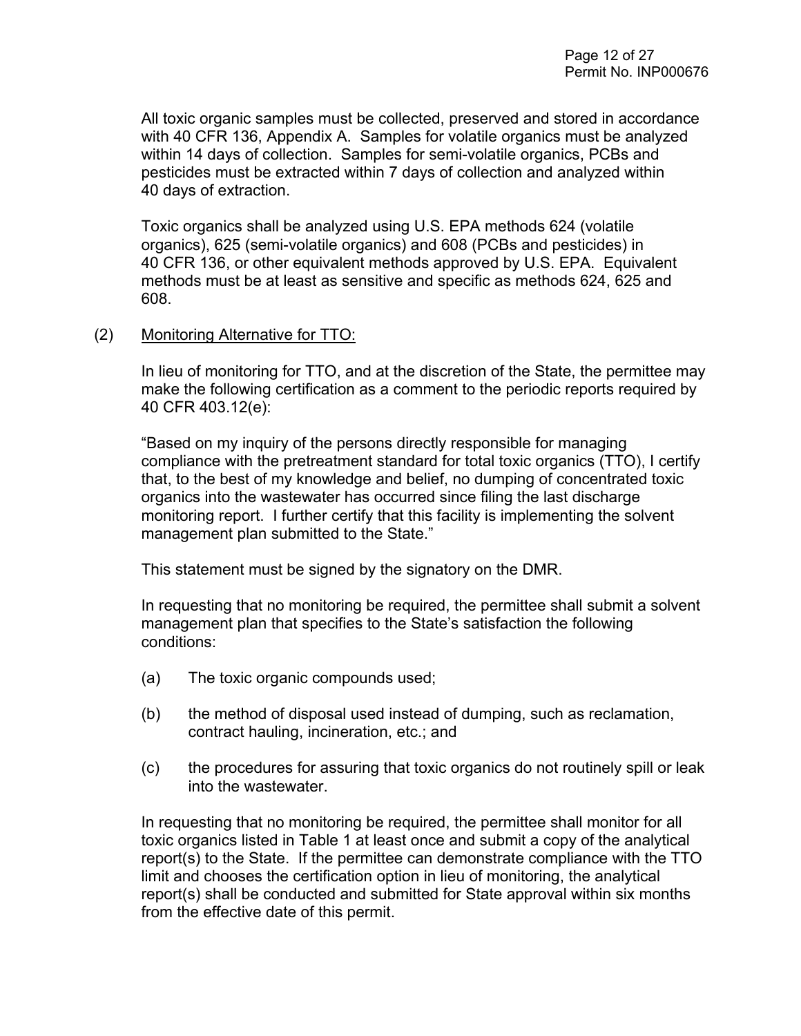All toxic organic samples must be collected, preserved and stored in accordance with 40 CFR 136, Appendix A. Samples for volatile organics must be analyzed within 14 days of collection. Samples for semi-volatile organics, PCBs and pesticides must be extracted within 7 days of collection and analyzed within 40 days of extraction.

Toxic organics shall be analyzed using U.S. EPA methods 624 (volatile organics), 625 (semi-volatile organics) and 608 (PCBs and pesticides) in 40 CFR 136, or other equivalent methods approved by U.S. EPA. Equivalent methods must be at least as sensitive and specific as methods 624, 625 and 608.

(2) Monitoring Alternative for TTO:

In lieu of monitoring for TTO, and at the discretion of the State, the permittee may make the following certification as a comment to the periodic reports required by 40 CFR 403.12(e):

"Based on my inquiry of the persons directly responsible for managing compliance with the pretreatment standard for total toxic organics (TTO), I certify that, to the best of my knowledge and belief, no dumping of concentrated toxic organics into the wastewater has occurred since filing the last discharge monitoring report. I further certify that this facility is implementing the solvent management plan submitted to the State."

This statement must be signed by the signatory on the DMR.

In requesting that no monitoring be required, the permittee shall submit a solvent management plan that specifies to the State's satisfaction the following conditions:

(a) The toxic organic compounds used;

(b) the method of disposal used instead of dumping, such as reclamation, contract hauling, incineration, etc.; and

(c) the procedures for assuring that toxic organics do not routinely spill or leak into the wastewater.

In requesting that no monitoring be required, the permittee shall monitor for all toxic organics listed in Table 1 at least once and submit a copy of the analytical report(s) to the State. If the permittee can demonstrate compliance with the TTO limit and chooses the certification option in lieu of monitoring, the analytical report(s) shall be conducted and submitted for State approval within six months from the effective date of this permit.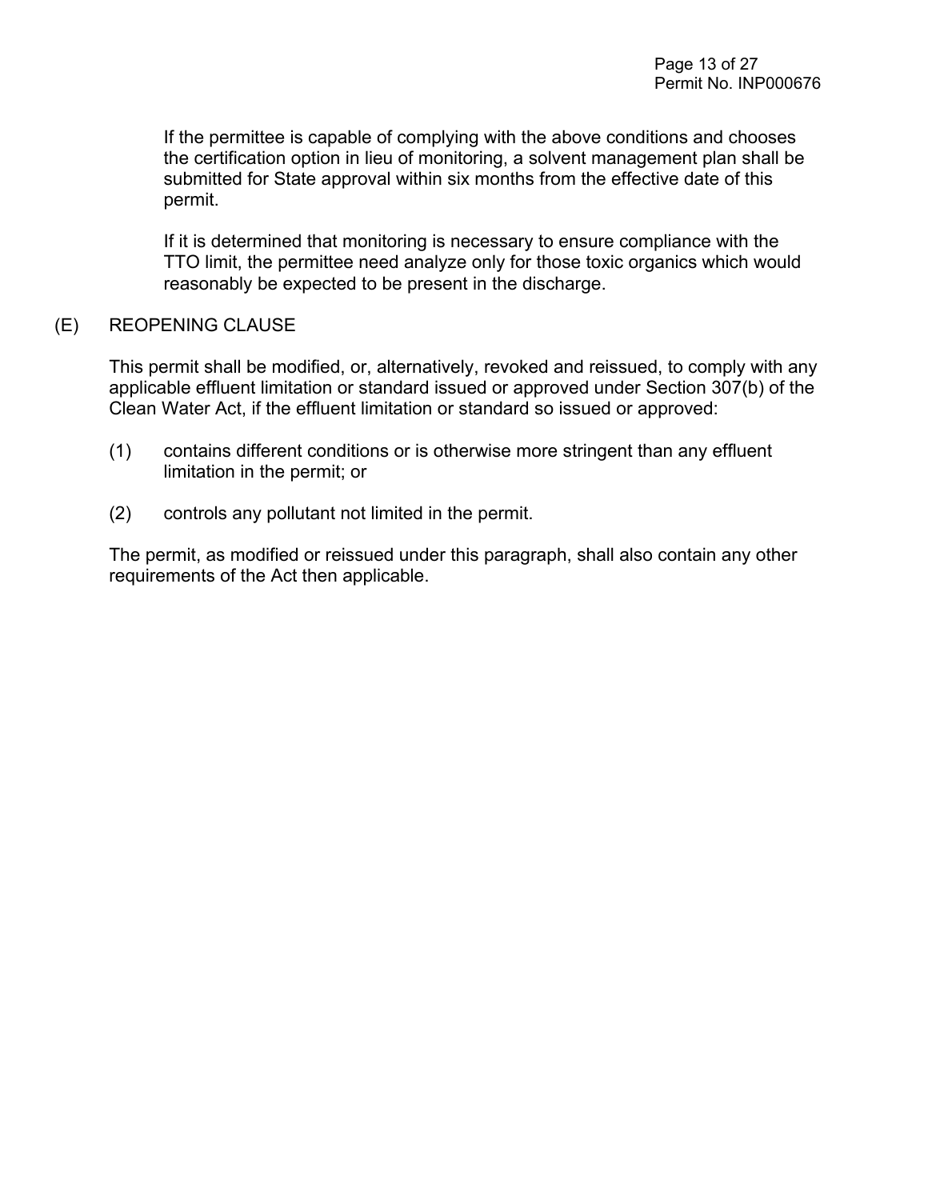If the permittee is capable of complying with the above conditions and chooses the certification option in lieu of monitoring, a solvent management plan shall be submitted for State approval within six months from the effective date of this permit.

If it is determined that monitoring is necessary to ensure compliance with the TTO limit, the permittee need analyze only for those toxic organics which would reasonably be expected to be present in the discharge.

(E) REOPENING CLAUSE

This permit shall be modified, or, alternatively, revoked and reissued, to comply with any applicable effluent limitation or standard issued or approved under Section 307(b) of the Clean Water Act, if the effluent limitation or standard so issued or approved:

(1) contains different conditions or is otherwise more stringent than any effluent limitation in the permit; or

(2) controls any pollutant not limited in the permit.

The permit, as modified or reissued under this paragraph, shall also contain any other requirements of the Act then applicable.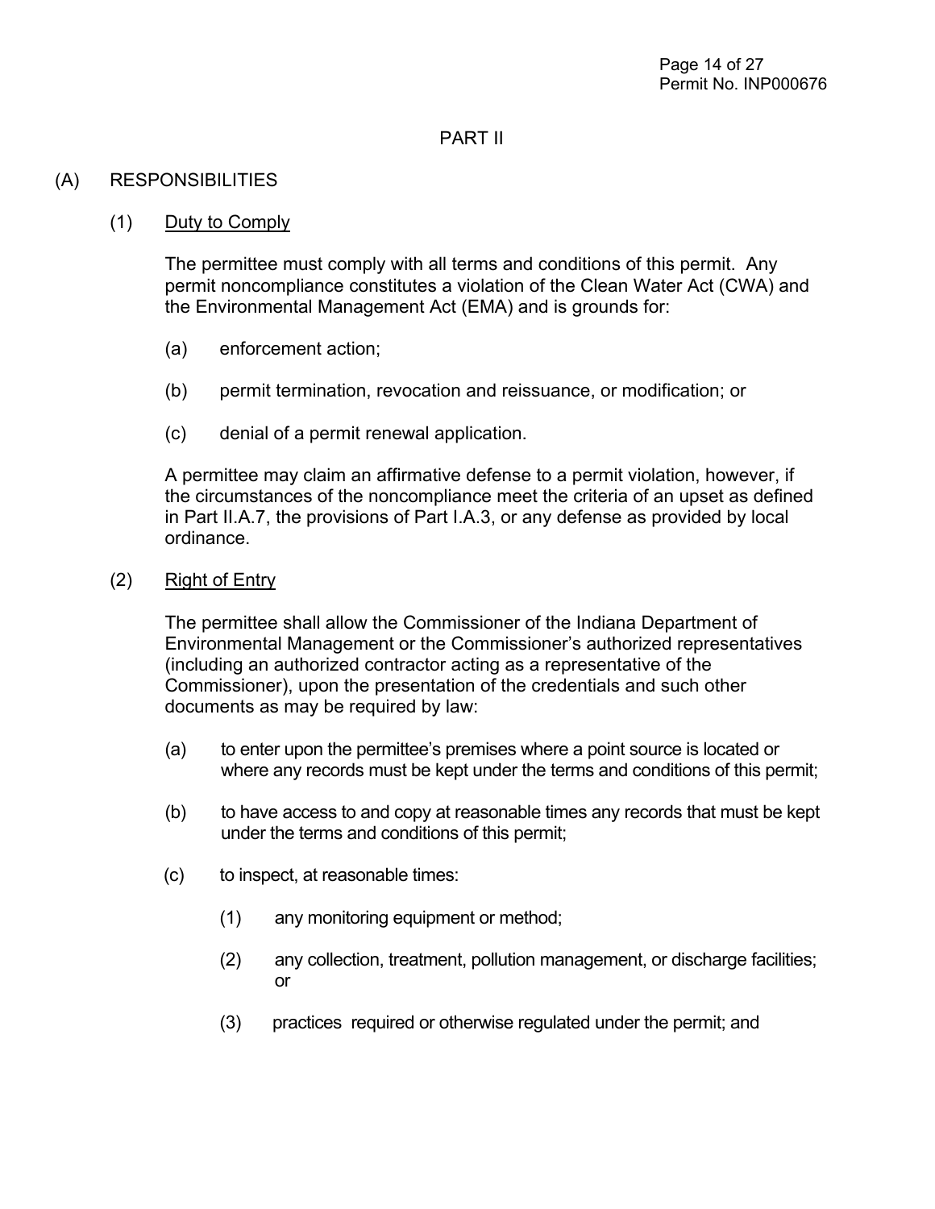PART II

(A) RESPONSIBILITIES

(1) Duty to Comply

The permittee must comply with all terms and conditions of this permit. Any permit noncompliance constitutes a violation of the Clean Water Act (CWA) and the Environmental Management Act (EMA) and is grounds for:

(a) enforcement action;

(b) permit termination, revocation and reissuance, or modification; or

(c) denial of a permit renewal application.

A permittee may claim an affirmative defense to a permit violation, however, if the circumstances of the noncompliance meet the criteria of an upset as defined in Part II.A.7, the provisions of Part I.A.3, or any defense as provided by local ordinance.

(2) Right of Entry

The permittee shall allow the Commissioner of the Indiana Department of Environmental Management or the Commissioner's authorized representatives (including an authorized contractor acting as a representative of the Commissioner), upon the presentation of the credentials and such other documents as may be required by law:

(a) to enter upon the permittee's premises where a point source is located or where any records must be kept under the terms and conditions of this permit;

(b) to have access to and copy at reasonable times any records that must be kept under the terms and conditions of this permit;

(c) to inspect, at reasonable times:

(1) any monitoring equipment or method;

(2) any collection, treatment, pollution management, or discharge facilities; or

(3) practices required or otherwise regulated under the permit; and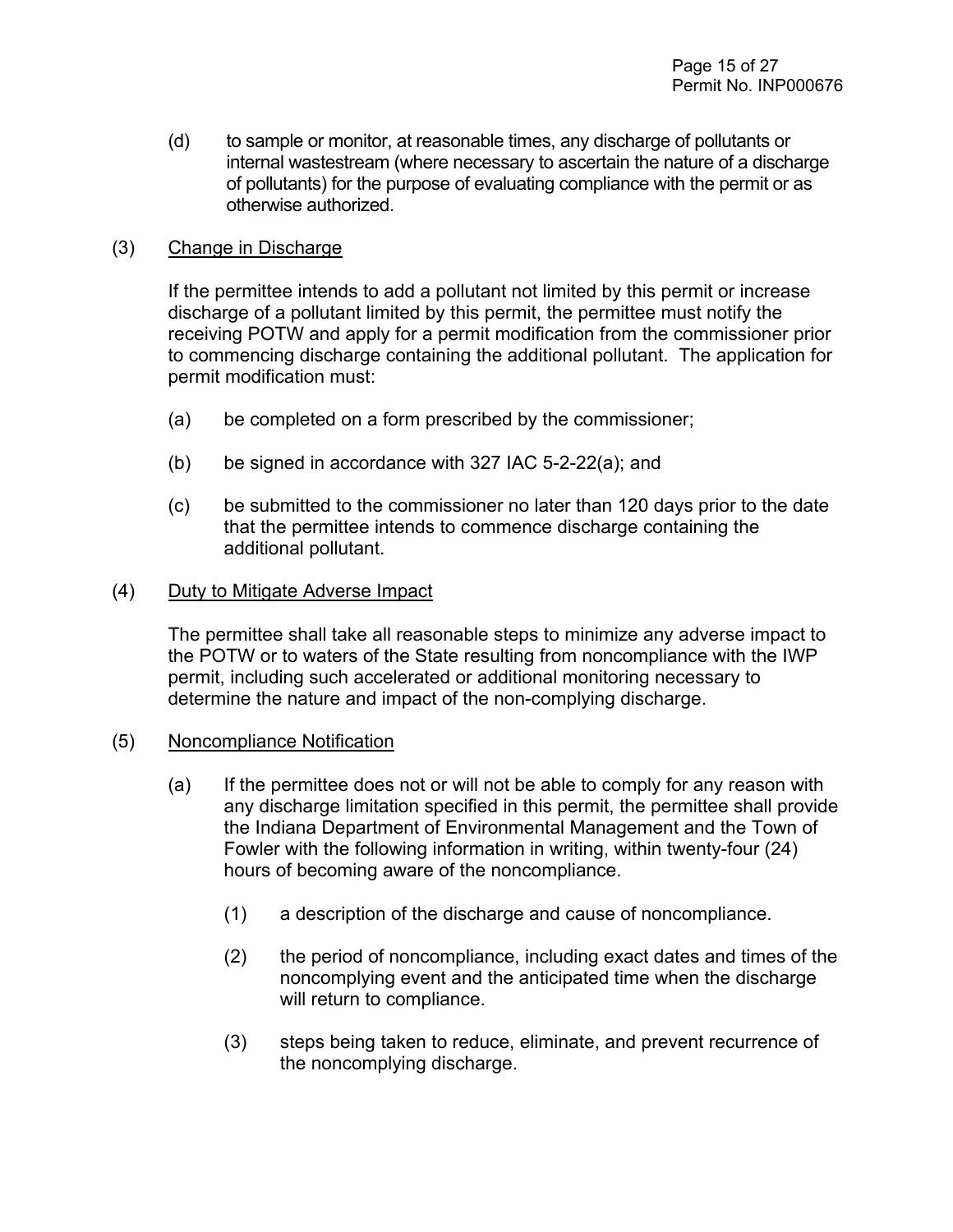(d) to sample or monitor, at reasonable times, any discharge of pollutants or internal wastestream (where necessary to ascertain the nature of a discharge of pollutants) for the purpose of evaluating compliance with the permit or as otherwise authorized.

(3) <u>Change in Discharge</u>

If the permittee intends to add a pollutant not limited by this permit or increase discharge of a pollutant limited by this permit, the permittee must notify the receiving POTW and apply for a permit modification from the commissioner prior to commencing discharge containing the additional pollutant. The application for permit modification must:

(a) be completed on a form prescribed by the commissioner;

(b) be signed in accordance with 327 IAC 5-2-22(a); and

(c) be submitted to the commissioner no later than 120 days prior to the date that the permittee intends to commence discharge containing the additional pollutant.

(4) <u>Duty to Mitigate Adverse Impact</u>

The permittee shall take all reasonable steps to minimize any adverse impact to the POTW or to waters of the State resulting from noncompliance with the IWP permit, including such accelerated or additional monitoring necessary to determine the nature and impact of the non-complying discharge.

(5) <u>Noncompliance Notification</u>

(a) If the permittee does not or will not be able to comply for any reason with any discharge limitation specified in this permit, the permittee shall provide the Indiana Department of Environmental Management and the Town of Fowler with the following information in writing, within twenty-four (24) hours of becoming aware of the noncompliance.

(1) a description of the discharge and cause of noncompliance.

(2) the period of noncompliance, including exact dates and times of the noncomplying event and the anticipated time when the discharge will return to compliance.

(3) steps being taken to reduce, eliminate, and prevent recurrence of the noncomplying discharge.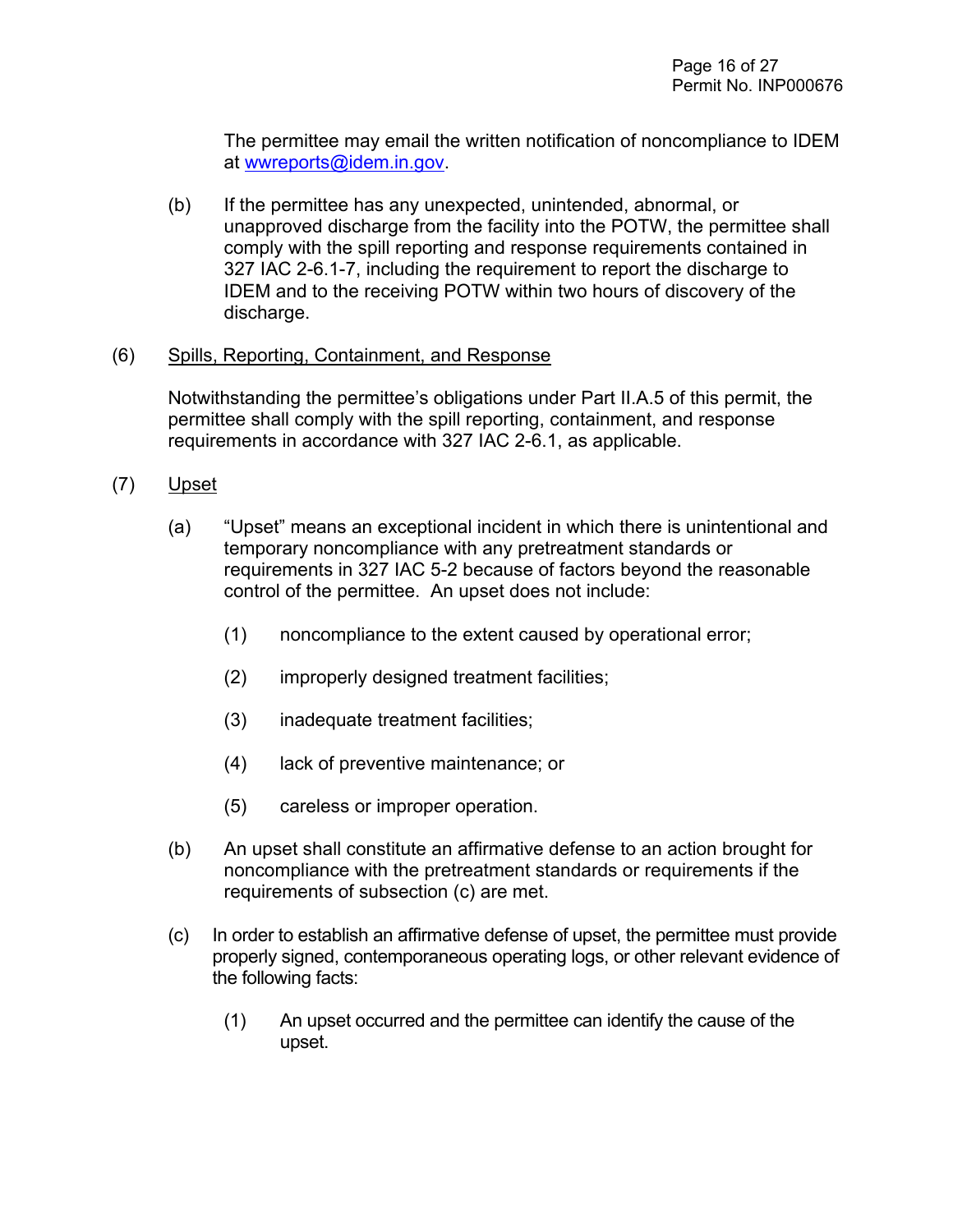The permittee may email the written notification of noncompliance to IDEM at [wwreports@idem.in.gov](mailto:wwreports@idem.in.gov).

(b) If the permittee has any unexpected, unintended, abnormal, or unapproved discharge from the facility into the POTW, the permittee shall comply with the spill reporting and response requirements contained in 327 IAC 2-6.1-7, including the requirement to report the discharge to IDEM and to the receiving POTW within two hours of discovery of the discharge.

(6) <u>Spills, Reporting, Containment, and Response</u>

Notwithstanding the permittee's obligations under Part II.A.5 of this permit, the permittee shall comply with the spill reporting, containment, and response requirements in accordance with 327 IAC 2-6.1, as applicable.

(7) <u>Upset</u>

(a) "Upset" means an exceptional incident in which there is unintentional and temporary noncompliance with any pretreatment standards or requirements in 327 IAC 5-2 because of factors beyond the reasonable control of the permittee. An upset does not include:

(1) noncompliance to the extent caused by operational error;

(2) improperly designed treatment facilities;

(3) inadequate treatment facilities;

(4) lack of preventive maintenance; or

(5) careless or improper operation.

(b) An upset shall constitute an affirmative defense to an action brought for noncompliance with the pretreatment standards or requirements if the requirements of subsection (c) are met.

(c) In order to establish an affirmative defense of upset, the permittee must provide properly signed, contemporaneous operating logs, or other relevant evidence of the following facts:

(1) An upset occurred and the permittee can identify the cause of the upset.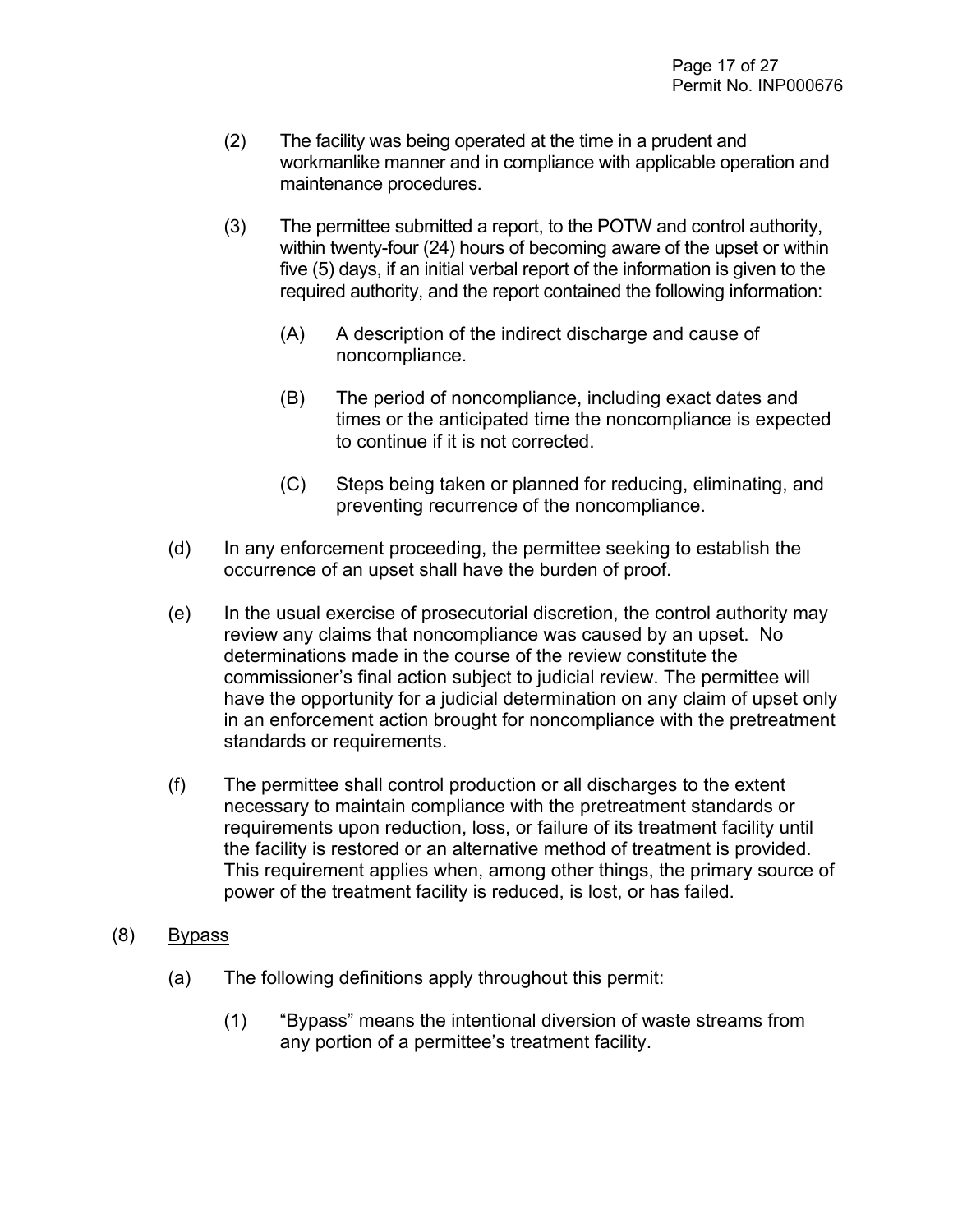(2) The facility was being operated at the time in a prudent and workmanlike manner and in compliance with applicable operation and maintenance procedures.

(3) The permittee submitted a report, to the POTW and control authority, within twenty-four (24) hours of becoming aware of the upset or within five (5) days, if an initial verbal report of the information is given to the required authority, and the report contained the following information:

(A) A description of the indirect discharge and cause of noncompliance.

(B) The period of noncompliance, including exact dates and times or the anticipated time the noncompliance is expected to continue if it is not corrected.

(C) Steps being taken or planned for reducing, eliminating, and preventing recurrence of the noncompliance.

(d) In any enforcement proceeding, the permittee seeking to establish the occurrence of an upset shall have the burden of proof.

(e) In the usual exercise of prosecutorial discretion, the control authority may review any claims that noncompliance was caused by an upset. No determinations made in the course of the review constitute the commissioner's final action subject to judicial review. The permittee will have the opportunity for a judicial determination on any claim of upset only in an enforcement action brought for noncompliance with the pretreatment standards or requirements.

(f) The permittee shall control production or all discharges to the extent necessary to maintain compliance with the pretreatment standards or requirements upon reduction, loss, or failure of its treatment facility until the facility is restored or an alternative method of treatment is provided. This requirement applies when, among other things, the primary source of power of the treatment facility is reduced, is lost, or has failed.

(8) <u>Bypass</u>

(a) The following definitions apply throughout this permit:

(1) "Bypass" means the intentional diversion of waste streams from any portion of a permittee's treatment facility.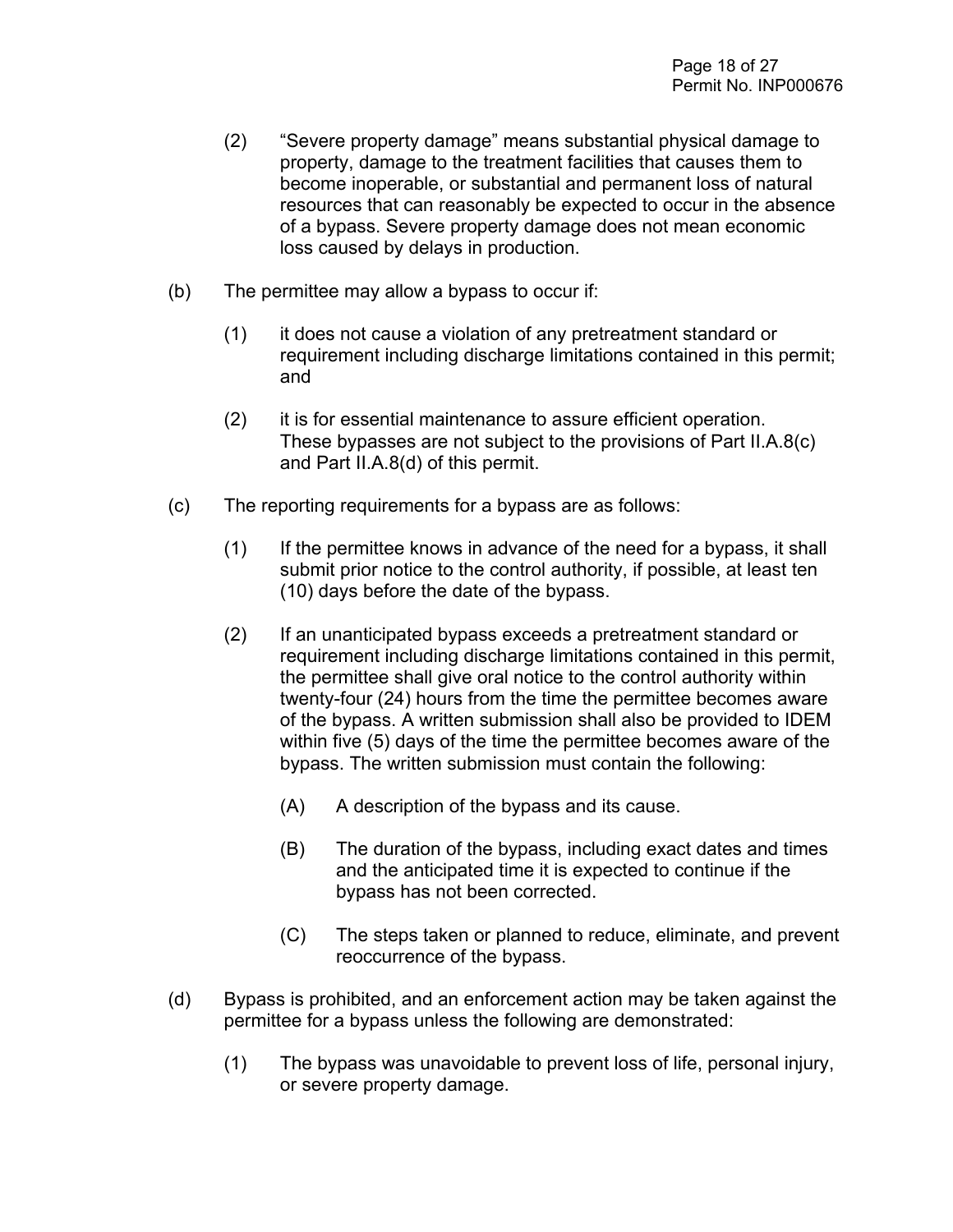(2) "Severe property damage" means substantial physical damage to property, damage to the treatment facilities that causes them to become inoperable, or substantial and permanent loss of natural resources that can reasonably be expected to occur in the absence of a bypass. Severe property damage does not mean economic loss caused by delays in production.

(b) The permittee may allow a bypass to occur if:

(1) it does not cause a violation of any pretreatment standard or requirement including discharge limitations contained in this permit; and

(2) it is for essential maintenance to assure efficient operation. These bypasses are not subject to the provisions of Part II.A.8(c) and Part II.A.8(d) of this permit.

(c) The reporting requirements for a bypass are as follows:

(1) If the permittee knows in advance of the need for a bypass, it shall submit prior notice to the control authority, if possible, at least ten (10) days before the date of the bypass.

(2) If an unanticipated bypass exceeds a pretreatment standard or requirement including discharge limitations contained in this permit, the permittee shall give oral notice to the control authority within twenty-four (24) hours from the time the permittee becomes aware of the bypass. A written submission shall also be provided to IDEM within five (5) days of the time the permittee becomes aware of the bypass. The written submission must contain the following:

(A) A description of the bypass and its cause.

(B) The duration of the bypass, including exact dates and times and the anticipated time it is expected to continue if the bypass has not been corrected.

(C) The steps taken or planned to reduce, eliminate, and prevent reoccurrence of the bypass.

(d) Bypass is prohibited, and an enforcement action may be taken against the permittee for a bypass unless the following are demonstrated:

(1) The bypass was unavoidable to prevent loss of life, personal injury, or severe property damage.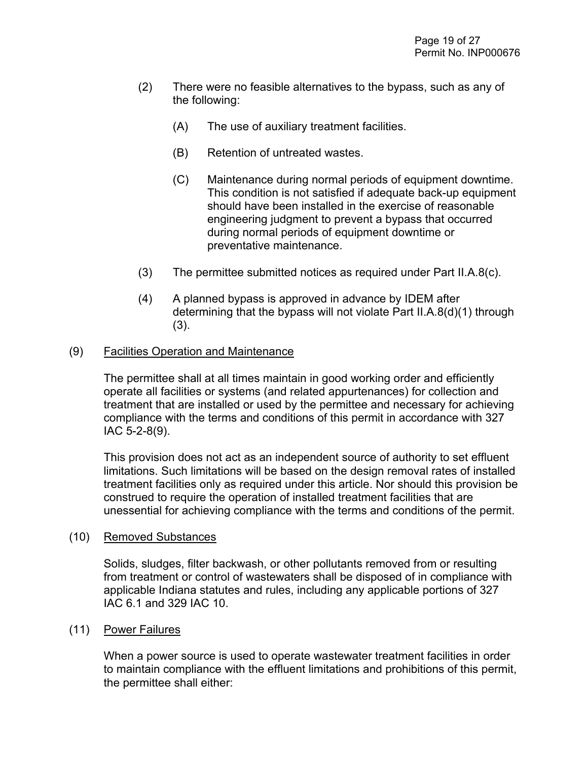(2) There were no feasible alternatives to the bypass, such as any of the following:

   (A) The use of auxiliary treatment facilities.

   (B) Retention of untreated wastes.

   (C) Maintenance during normal periods of equipment downtime. This condition is not satisfied if adequate back-up equipment should have been installed in the exercise of reasonable engineering judgment to prevent a bypass that occurred during normal periods of equipment downtime or preventative maintenance.

(3) The permittee submitted notices as required under Part II.A.8(c).

(4) A planned bypass is approved in advance by IDEM after determining that the bypass will not violate Part II.A.8(d)(1) through (3).

(9) Facilities Operation and Maintenance

The permittee shall at all times maintain in good working order and efficiently operate all facilities or systems (and related appurtenances) for collection and treatment that are installed or used by the permittee and necessary for achieving compliance with the terms and conditions of this permit in accordance with 327 IAC 5-2-8(9).

This provision does not act as an independent source of authority to set effluent limitations. Such limitations will be based on the design removal rates of installed treatment facilities only as required under this article. Nor should this provision be construed to require the operation of installed treatment facilities that are unessential for achieving compliance with the terms and conditions of the permit.

(10) Removed Substances

Solids, sludges, filter backwash, or other pollutants removed from or resulting from treatment or control of wastewaters shall be disposed of in compliance with applicable Indiana statutes and rules, including any applicable portions of 327 IAC 6.1 and 329 IAC 10.

(11) Power Failures

When a power source is used to operate wastewater treatment facilities in order to maintain compliance with the effluent limitations and prohibitions of this permit, the permittee shall either: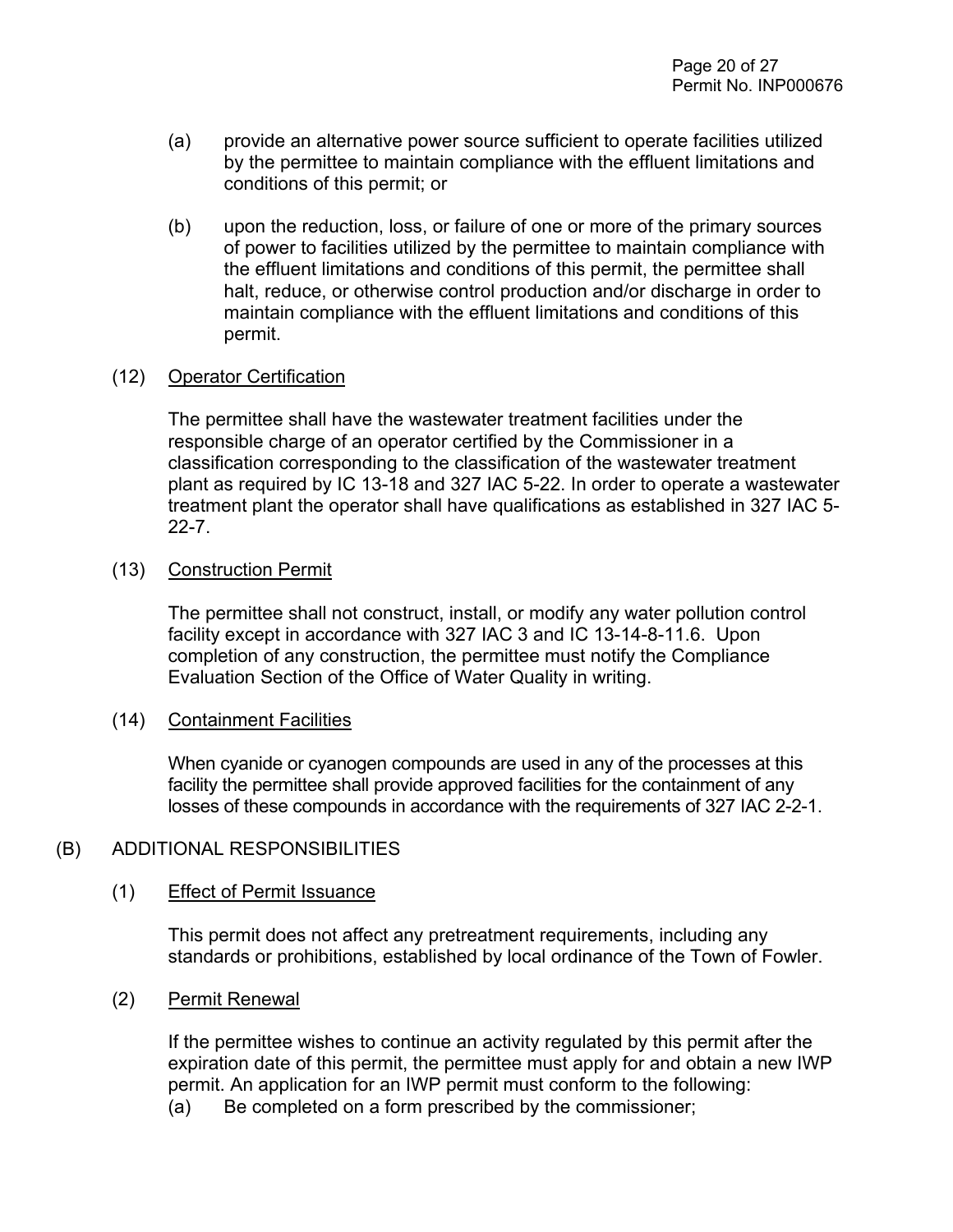(a) provide an alternative power source sufficient to operate facilities utilized by the permittee to maintain compliance with the effluent limitations and conditions of this permit; or

(b) upon the reduction, loss, or failure of one or more of the primary sources of power to facilities utilized by the permittee to maintain compliance with the effluent limitations and conditions of this permit, the permittee shall halt, reduce, or otherwise control production and/or discharge in order to maintain compliance with the effluent limitations and conditions of this permit.

(12) Operator Certification

The permittee shall have the wastewater treatment facilities under the responsible charge of an operator certified by the Commissioner in a classification corresponding to the classification of the wastewater treatment plant as required by IC 13-18 and 327 IAC 5-22. In order to operate a wastewater treatment plant the operator shall have qualifications as established in 327 IAC 5-22-7.

(13) Construction Permit

The permittee shall not construct, install, or modify any water pollution control facility except in accordance with 327 IAC 3 and IC 13-14-8-11.6. Upon completion of any construction, the permittee must notify the Compliance Evaluation Section of the Office of Water Quality in writing.

(14) Containment Facilities

When cyanide or cyanogen compounds are used in any of the processes at this facility the permittee shall provide approved facilities for the containment of any losses of these compounds in accordance with the requirements of 327 IAC 2-2-1.

(B) ADDITIONAL RESPONSIBILITIES

(1) Effect of Permit Issuance

This permit does not affect any pretreatment requirements, including any standards or prohibitions, established by local ordinance of the Town of Fowler.

(2) Permit Renewal

If the permittee wishes to continue an activity regulated by this permit after the expiration date of this permit, the permittee must apply for and obtain a new IWP permit. An application for an IWP permit must conform to the following:

(a) Be completed on a form prescribed by the commissioner;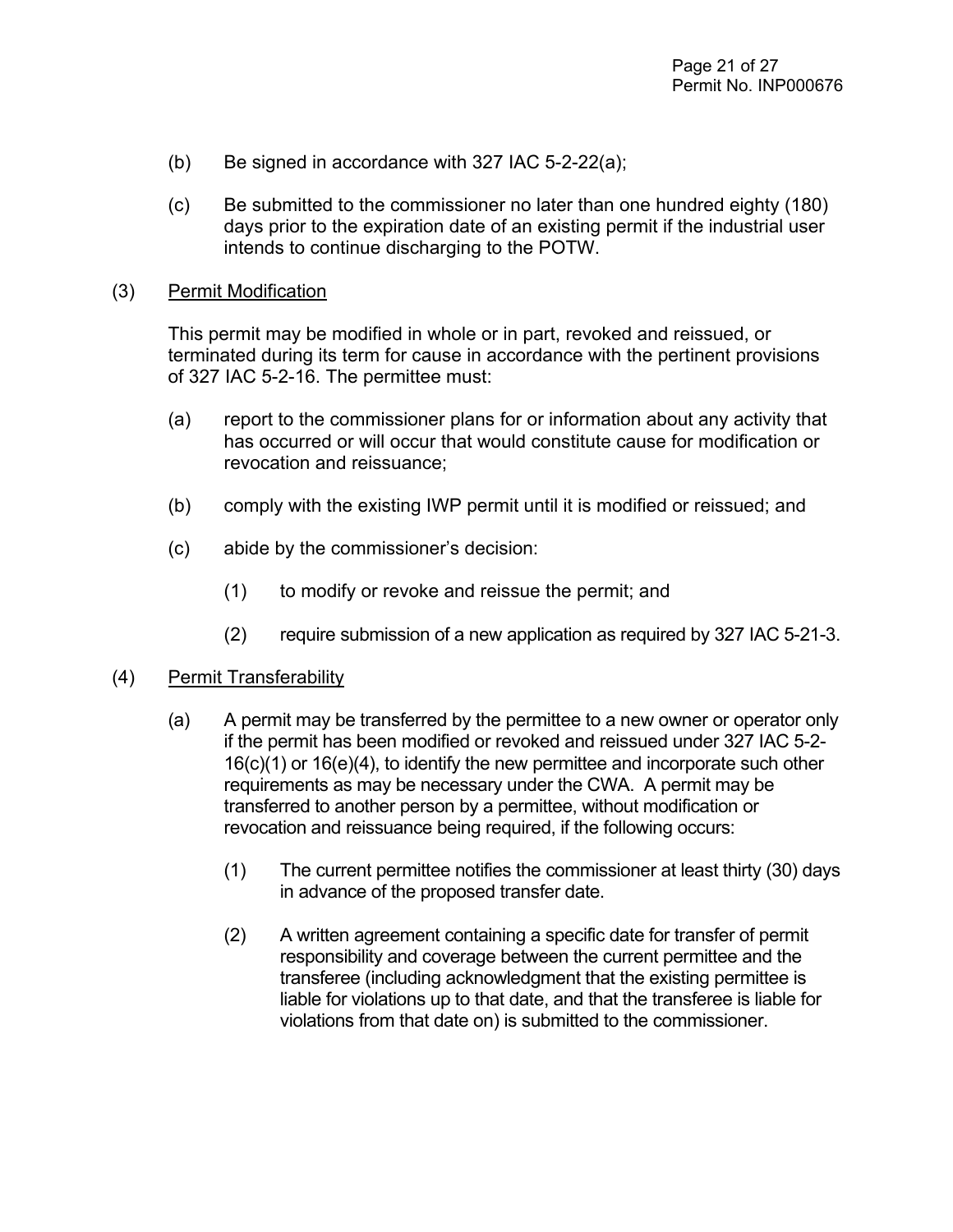(b) Be signed in accordance with 327 IAC 5-2-22(a);

(c) Be submitted to the commissioner no later than one hundred eighty (180) days prior to the expiration date of an existing permit if the industrial user intends to continue discharging to the POTW.

(3) <u>Permit Modification</u>

This permit may be modified in whole or in part, revoked and reissued, or terminated during its term for cause in accordance with the pertinent provisions of 327 IAC 5-2-16. The permittee must:

(a) report to the commissioner plans for or information about any activity that has occurred or will occur that would constitute cause for modification or revocation and reissuance;

(b) comply with the existing IWP permit until it is modified or reissued; and

(c) abide by the commissioner's decision:

  (1) to modify or revoke and reissue the permit; and

  (2) require submission of a new application as required by 327 IAC 5-21-3.

(4) <u>Permit Transferability</u>

(a) A permit may be transferred by the permittee to a new owner or operator only if the permit has been modified or revoked and reissued under 327 IAC 5-2-16(c)(1) or 16(e)(4), to identify the new permittee and incorporate such other requirements as may be necessary under the CWA. A permit may be transferred to another person by a permittee, without modification or revocation and reissuance being required, if the following occurs:

  (1) The current permittee notifies the commissioner at least thirty (30) days in advance of the proposed transfer date.

  (2) A written agreement containing a specific date for transfer of permit responsibility and coverage between the current permittee and the transferee (including acknowledgment that the existing permittee is liable for violations up to that date, and that the transferee is liable for violations from that date on) is submitted to the commissioner.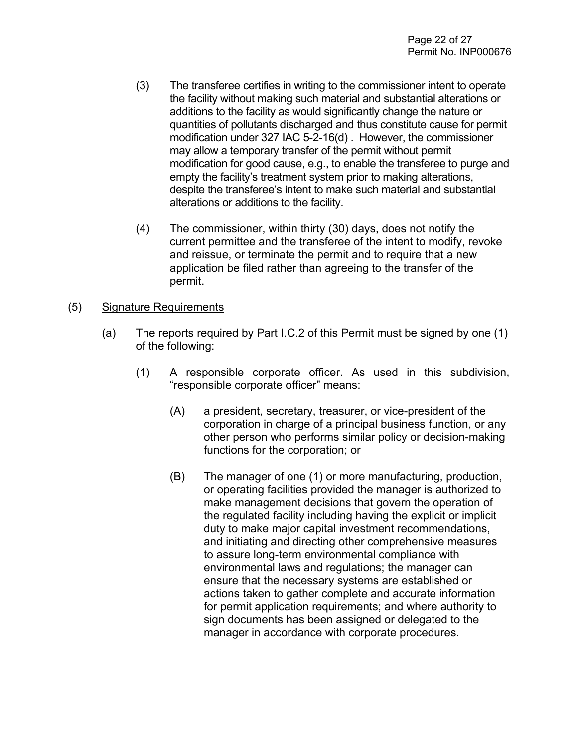(3) The transferee certifies in writing to the commissioner intent to operate the facility without making such material and substantial alterations or additions to the facility as would significantly change the nature or quantities of pollutants discharged and thus constitute cause for permit modification under 327 IAC 5-2-16(d) . However, the commissioner may allow a temporary transfer of the permit without permit modification for good cause, e.g., to enable the transferee to purge and empty the facility's treatment system prior to making alterations, despite the transferee's intent to make such material and substantial alterations or additions to the facility.

(4) The commissioner, within thirty (30) days, does not notify the current permittee and the transferee of the intent to modify, revoke and reissue, or terminate the permit and to require that a new application be filed rather than agreeing to the transfer of the permit.

(5) <u>Signature Requirements</u>

(a) The reports required by Part I.C.2 of this Permit must be signed by one (1) of the following:

(1) A responsible corporate officer. As used in this subdivision, "responsible corporate officer" means:

(A) a president, secretary, treasurer, or vice-president of the corporation in charge of a principal business function, or any other person who performs similar policy or decision-making functions for the corporation; or

(B) The manager of one (1) or more manufacturing, production, or operating facilities provided the manager is authorized to make management decisions that govern the operation of the regulated facility including having the explicit or implicit duty to make major capital investment recommendations, and initiating and directing other comprehensive measures to assure long-term environmental compliance with environmental laws and regulations; the manager can ensure that the necessary systems are established or actions taken to gather complete and accurate information for permit application requirements; and where authority to sign documents has been assigned or delegated to the manager in accordance with corporate procedures.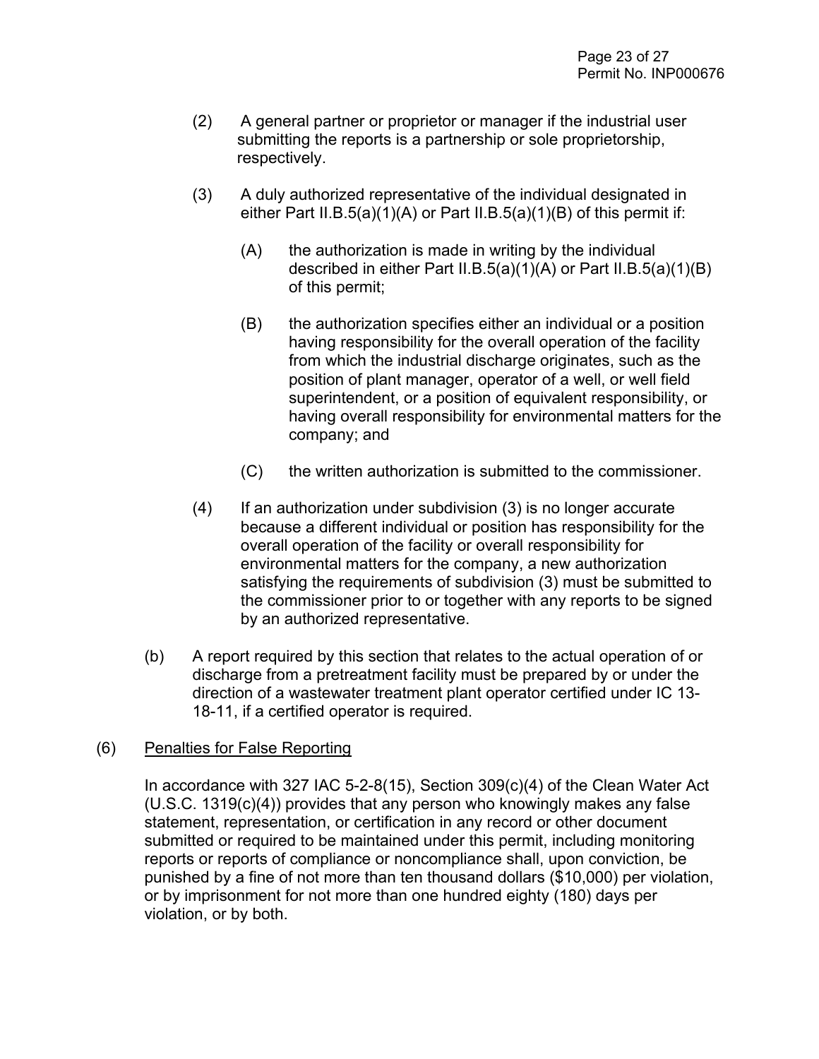(2) A general partner or proprietor or manager if the industrial user submitting the reports is a partnership or sole proprietorship, respectively.

(3) A duly authorized representative of the individual designated in either Part II.B.5(a)(1)(A) or Part II.B.5(a)(1)(B) of this permit if:

  (A) the authorization is made in writing by the individual described in either Part II.B.5(a)(1)(A) or Part II.B.5(a)(1)(B) of this permit;

  (B) the authorization specifies either an individual or a position having responsibility for the overall operation of the facility from which the industrial discharge originates, such as the position of plant manager, operator of a well, or well field superintendent, or a position of equivalent responsibility, or having overall responsibility for environmental matters for the company; and

  (C) the written authorization is submitted to the commissioner.

(4) If an authorization under subdivision (3) is no longer accurate because a different individual or position has responsibility for the overall operation of the facility or overall responsibility for environmental matters for the company, a new authorization satisfying the requirements of subdivision (3) must be submitted to the commissioner prior to or together with any reports to be signed by an authorized representative.

(b) A report required by this section that relates to the actual operation of or discharge from a pretreatment facility must be prepared by or under the direction of a wastewater treatment plant operator certified under IC 13-18-11, if a certified operator is required.

(6) Penalties for False Reporting

In accordance with 327 IAC 5-2-8(15), Section 309(c)(4) of the Clean Water Act (U.S.C. 1319(c)(4)) provides that any person who knowingly makes any false statement, representation, or certification in any record or other document submitted or required to be maintained under this permit, including monitoring reports or reports of compliance or noncompliance shall, upon conviction, be punished by a fine of not more than ten thousand dollars ($10,000) per violation, or by imprisonment for not more than one hundred eighty (180) days per violation, or by both.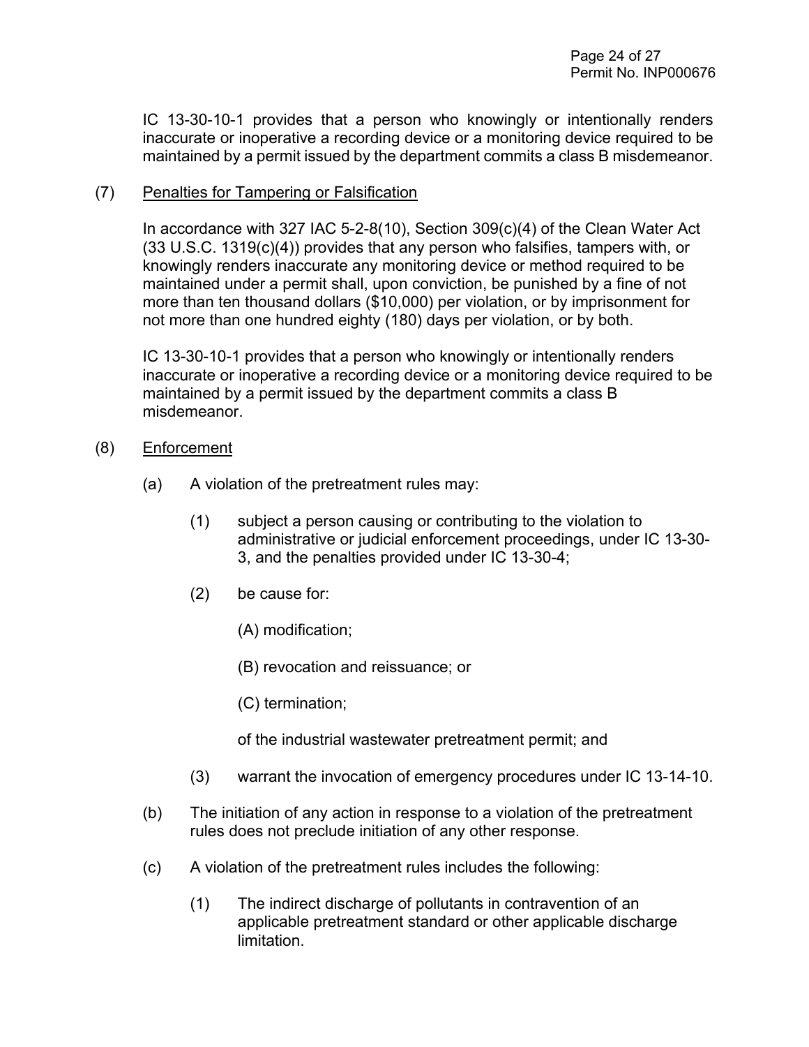IC 13-30-10-1 provides that a person who knowingly or intentionally renders inaccurate or inoperative a recording device or a monitoring device required to be maintained by a permit issued by the department commits a class B misdemeanor.

(7) Penalties for Tampering or Falsification

In accordance with 327 IAC 5-2-8(10), Section 309(c)(4) of the Clean Water Act (33 U.S.C. 1319(c)(4)) provides that any person who falsifies, tampers with, or knowingly renders inaccurate any monitoring device or method required to be maintained under a permit shall, upon conviction, be punished by a fine of not more than ten thousand dollars ($10,000) per violation, or by imprisonment for not more than one hundred eighty (180) days per violation, or by both.

IC 13-30-10-1 provides that a person who knowingly or intentionally renders inaccurate or inoperative a recording device or a monitoring device required to be maintained by a permit issued by the department commits a class B misdemeanor.

(8) Enforcement

(a) A violation of the pretreatment rules may:

(1) subject a person causing or contributing to the violation to administrative or judicial enforcement proceedings, under IC 13-30-3, and the penalties provided under IC 13-30-4;

(2) be cause for:

(A) modification;

(B) revocation and reissuance; or

(C) termination;

of the industrial wastewater pretreatment permit; and

(3) warrant the invocation of emergency procedures under IC 13-14-10.

(b) The initiation of any action in response to a violation of the pretreatment rules does not preclude initiation of any other response.

(c) A violation of the pretreatment rules includes the following:

(1) The indirect discharge of pollutants in contravention of an applicable pretreatment standard or other applicable discharge limitation.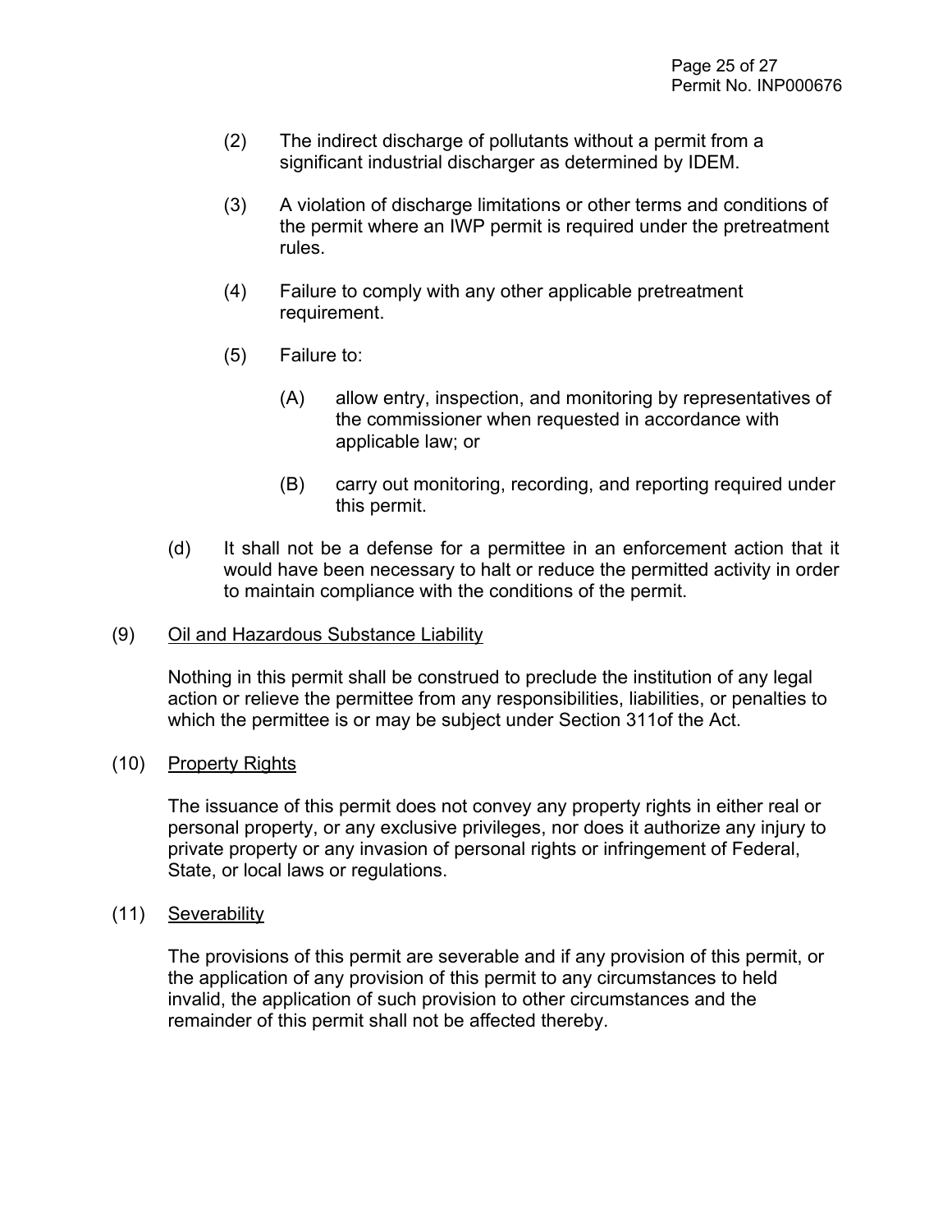(2) The indirect discharge of pollutants without a permit from a significant industrial discharger as determined by IDEM.

(3) A violation of discharge limitations or other terms and conditions of the permit where an IWP permit is required under the pretreatment rules.

(4) Failure to comply with any other applicable pretreatment requirement.

(5) Failure to:

(A) allow entry, inspection, and monitoring by representatives of the commissioner when requested in accordance with applicable law; or

(B) carry out monitoring, recording, and reporting required under this permit.

(d) It shall not be a defense for a permittee in an enforcement action that it would have been necessary to halt or reduce the permitted activity in order to maintain compliance with the conditions of the permit.

(9) Oil and Hazardous Substance Liability

Nothing in this permit shall be construed to preclude the institution of any legal action or relieve the permittee from any responsibilities, liabilities, or penalties to which the permittee is or may be subject under Section 311of the Act.

(10) Property Rights

The issuance of this permit does not convey any property rights in either real or personal property, or any exclusive privileges, nor does it authorize any injury to private property or any invasion of personal rights or infringement of Federal, State, or local laws or regulations.

(11) Severability

The provisions of this permit are severable and if any provision of this permit, or the application of any provision of this permit to any circumstances to held invalid, the application of such provision to other circumstances and the remainder of this permit shall not be affected thereby.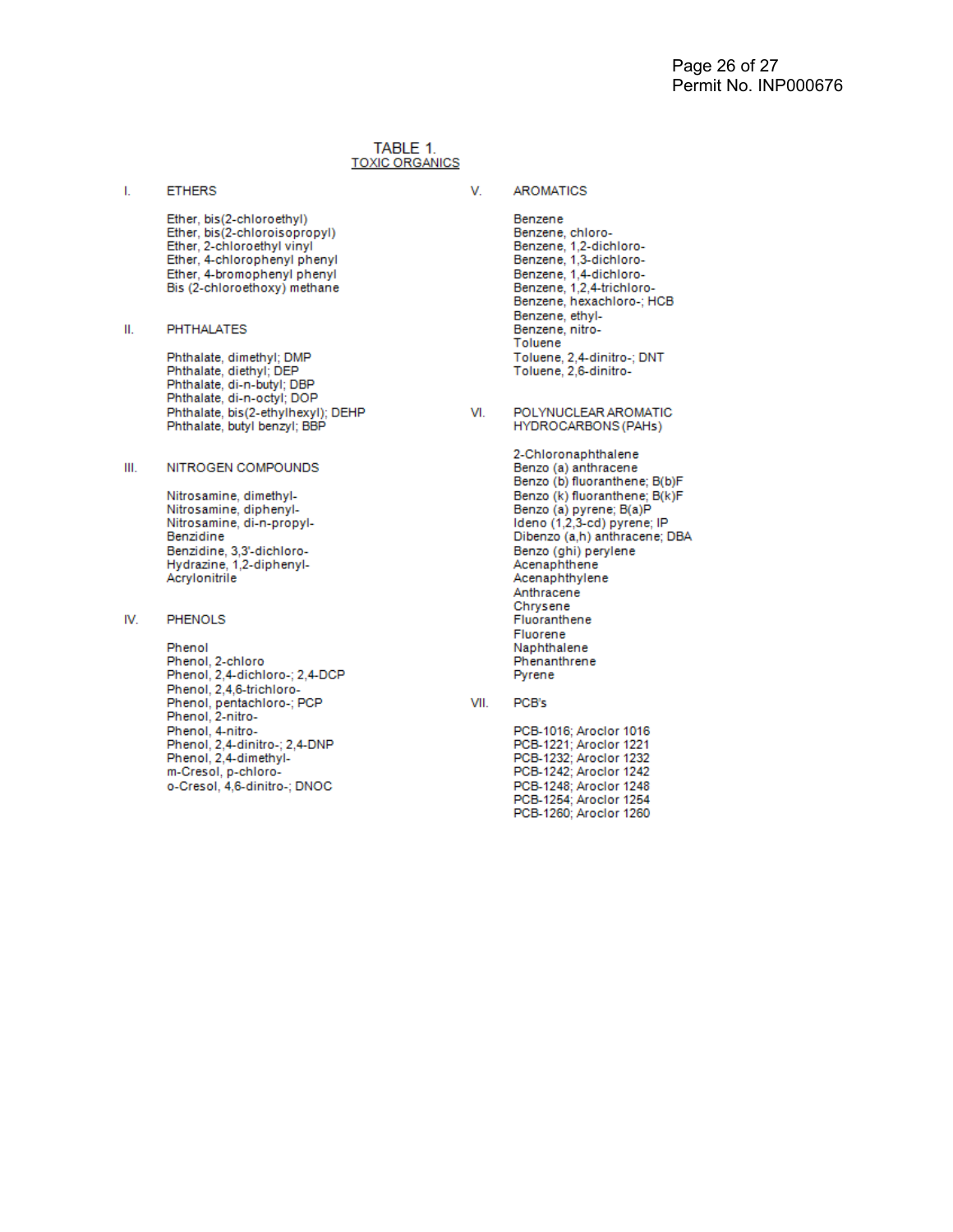# TABLE 1.
## TOXIC ORGANICS

### I. ETHERS

Ether, bis(2-chloroethyl)
Ether, bis(2-chloroisopropyl)
Ether, 2-chloroethyl vinyl
Ether, 4-chlorophenyl phenyl
Ether, 4-bromophenyl phenyl
Bis (2-chloroethoxy) methane

### II. PHTHALATES

Phthalate, dimethyl; DMP
Phthalate, diethyl; DEP
Phthalate, di-n-butyl; DBP
Phthalate, di-n-octyl; DOP
Phthalate, bis(2-ethylhexyl); DEHP
Phthalate, butyl benzyl; BBP

### III. NITROGEN COMPOUNDS

Nitrosamine, dimethyl-
Nitrosamine, diphenyl-
Nitrosamine, di-n-propyl-
Benzidine
Benzidine, 3,3'-dichloro-
Hydrazine, 1,2-diphenyl-
Acrylonitrile

### IV. PHENOLS

Phenol
Phenol, 2-chloro
Phenol, 2,4-dichloro-; 2,4-DCP
Phenol, 2,4,6-trichloro-
Phenol, pentachloro-; PCP
Phenol, 2-nitro-
Phenol, 4-nitro-
Phenol, 2,4-dinitro-; 2,4-DNP
Phenol, 2,4-dimethyl-
m-Cresol, p-chloro-
o-Cresol, 4,6-dinitro-; DNOC

### V. AROMATICS

Benzene
Benzene, chloro-
Benzene, 1,2-dichloro-
Benzene, 1,3-dichloro-
Benzene, 1,4-dichloro-
Benzene, 1,2,4-trichloro-
Benzene, hexachloro-; HCB
Benzene, ethyl-
Benzene, nitro-
Toluene
Toluene, 2,4-dinitro-; DNT
Toluene, 2,6-dinitro-

### VI. POLYNUCLEAR AROMATIC HYDROCARBONS (PAHs)

2-Chloronaphthalene
Benzo (a) anthracene
Benzo (b) fluoranthene; B(b)F
Benzo (k) fluoranthene; B(k)F
Benzo (a) pyrene; B(a)P
Ideno (1,2,3-cd) pyrene; IP
Dibenzo (a,h) anthracene; DBA
Benzo (ghi) perylene
Acenaphthene
Acenaphthylene
Anthracene
Chrysene
Fluoranthene
Fluorene
Naphthalene
Phenanthrene
Pyrene

### VII. PCB's

PCB-1016; Aroclor 1016
PCB-1221; Aroclor 1221
PCB-1232; Aroclor 1232
PCB-1242; Aroclor 1242
PCB-1248; Aroclor 1248
PCB-1254; Aroclor 1254
PCB-1260; Aroclor 1260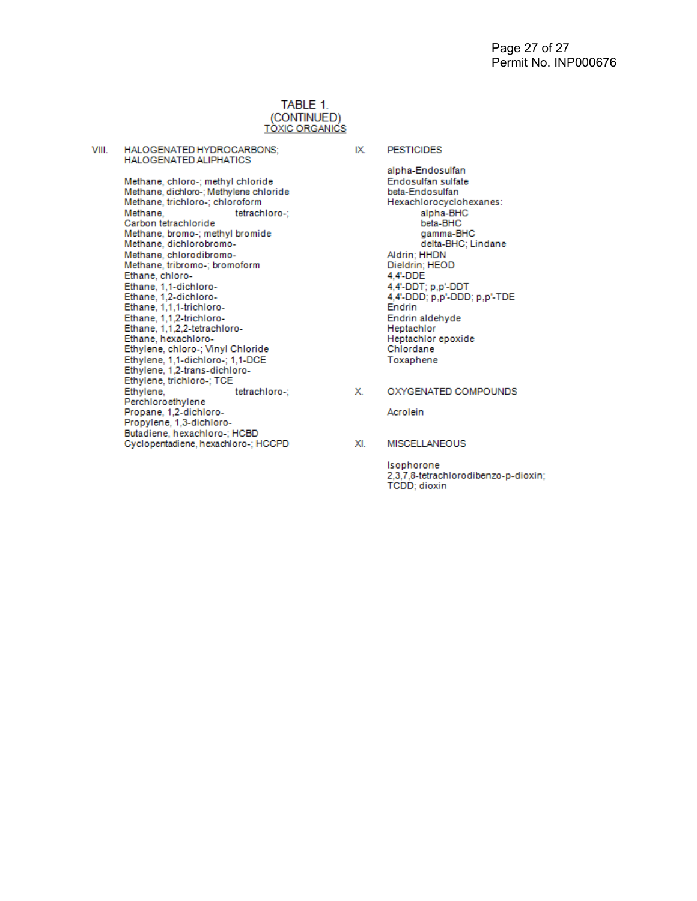# TABLE 1.
## (CONTINUED)
## TOXIC ORGANICS

### VIII. HALOGENATED HYDROCARBONS; HALOGENATED ALIPHATICS

Methane, chloro-; methyl chloride
Methane, dichloro-; Methylene chloride
Methane, trichloro-; chloroform
Methane, tetrachloro-; Carbon tetrachloride
Methane, bromo-; methyl bromide
Methane, dichlorobromo-
Methane, chlorodibromo-
Methane, tribromo-; bromoform
Ethane, chloro-
Ethane, 1,1-dichloro-
Ethane, 1,2-dichloro-
Ethane, 1,1,1-trichloro-
Ethane, 1,1,2-trichloro-
Ethane, 1,1,2,2-tetrachloro-
Ethane, hexachloro-
Ethylene, chloro-; Vinyl Chloride
Ethylene, 1,1-dichloro-; 1,1-DCE
Ethylene, 1,2-trans-dichloro-
Ethylene, trichloro-; TCE
Ethylene, tetrachloro-; Perchloroethylene
Propane, 1,2-dichloro-
Propylene, 1,3-dichloro-
Butadiene, hexachloro-; HCBD
Cyclopentadiene, hexachloro-; HCCPD

### IX. PESTICIDES

alpha-Endosulfan
Endosulfan sulfate
beta-Endosulfan
Hexachlorocyclohexanes:
- alpha-BHC
- beta-BHC
- gamma-BHC
- delta-BHC; Lindane

Aldrin; HHDN
Dieldrin; HEOD
4,4'-DDE
4,4'-DDT; p,p'-DDT
4,4'-DDD; p,p'-DDD; p,p'-TDE
Endrin
Endrin aldehyde
Heptachlor
Heptachlor epoxide
Chlordane
Toxaphene

### X. OXYGENATED COMPOUNDS

Acrolein

### XI. MISCELLANEOUS

Isophorone
2,3,7,8-tetrachlorodibenzo-p-dioxin; TCDD; dioxin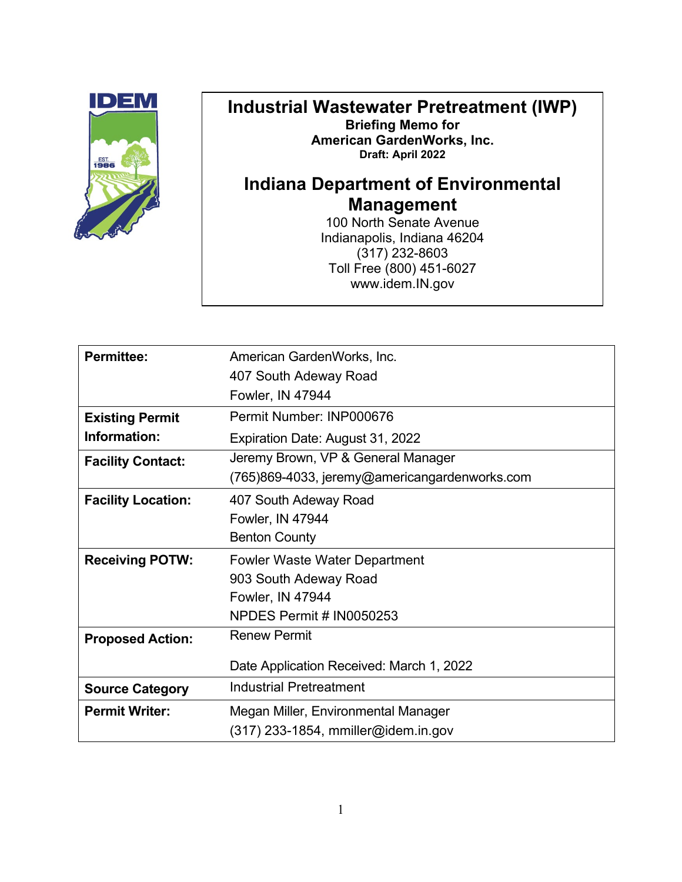IDEM

EST. 1986

# Industrial Wastewater Pretreatment (IWP)

**Briefing Memo for**
**American GardenWorks, Inc.**
**Draft: April 2022**

## Indiana Department of Environmental Management

100 North Senate Avenue
Indianapolis, Indiana 46204
(317) 232-8603
Toll Free (800) 451-6027
www.idem.IN.gov

| | |
|---|---|
| **Permittee:** | American GardenWorks, Inc.<br>407 South Adeway Road<br>Fowler, IN 47944 |
| **Existing Permit Information:** | Permit Number: INP000676<br>Expiration Date: August 31, 2022 |
| **Facility Contact:** | Jeremy Brown, VP & General Manager<br>(765)869-4033, jeremy@americangardenworks.com |
| **Facility Location:** | 407 South Adeway Road<br>Fowler, IN 47944<br>Benton County |
| **Receiving POTW:** | Fowler Waste Water Department<br>903 South Adeway Road<br>Fowler, IN 47944<br>NPDES Permit # IN0050253 |
| **Proposed Action:** | Renew Permit<br><br>Date Application Received: March 1, 2022 |
| **Source Category** | Industrial Pretreatment |
| **Permit Writer:** | Megan Miller, Environmental Manager<br>(317) 233-1854, mmiller@idem.in.gov |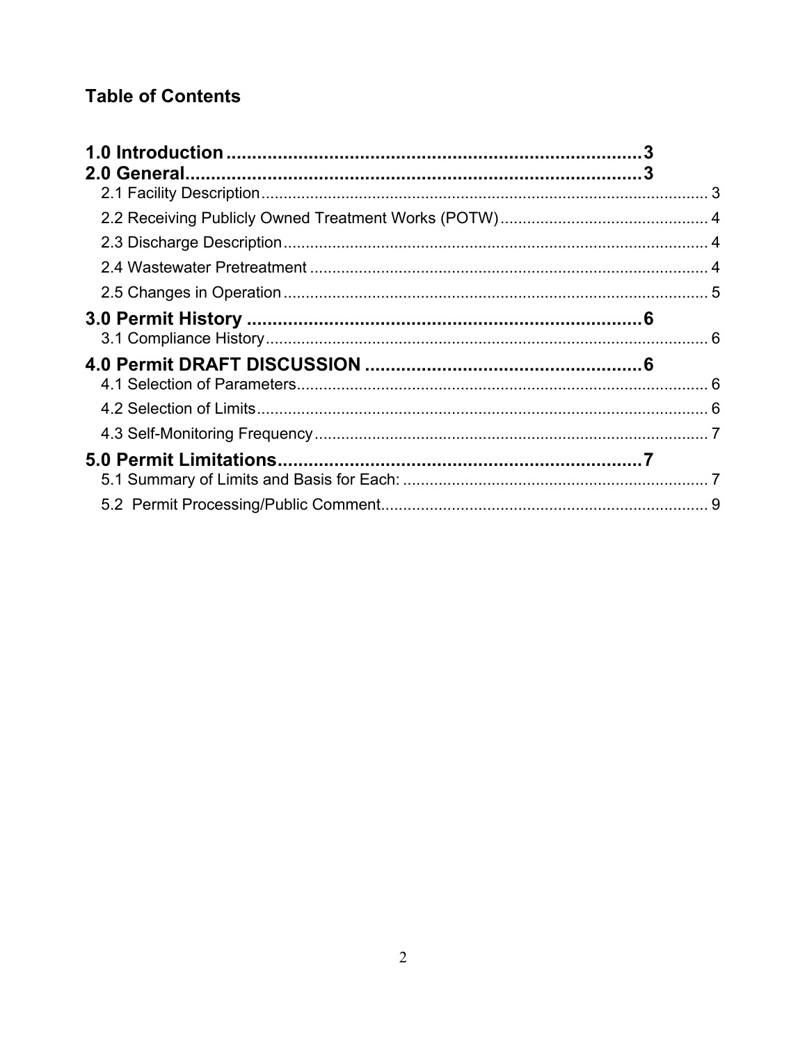## Table of Contents

**1.0 Introduction ................................................................................ 3**

**2.0 General....................................................................................... 3**

2.1 Facility Description ..................................................................................................... 3

2.2 Receiving Publicly Owned Treatment Works (POTW) ............................................... 4

2.3 Discharge Description ............................................................................................... 4

2.4 Wastewater Pretreatment .......................................................................................... 4

2.5 Changes in Operation ................................................................................................ 5

**3.0 Permit History ............................................................................ 6**

3.1 Compliance History .................................................................................................... 6

**4.0 Permit DRAFT DISCUSSION ..................................................... 6**

4.1 Selection of Parameters ............................................................................................. 6

4.2 Selection of Limits ...................................................................................................... 6

4.3 Self-Monitoring Frequency .......................................................................................... 7

**5.0 Permit Limitations ...................................................................... 7**

5.1 Summary of Limits and Basis for Each: ..................................................................... 7

5.2 Permit Processing/Public Comment .......................................................................... 9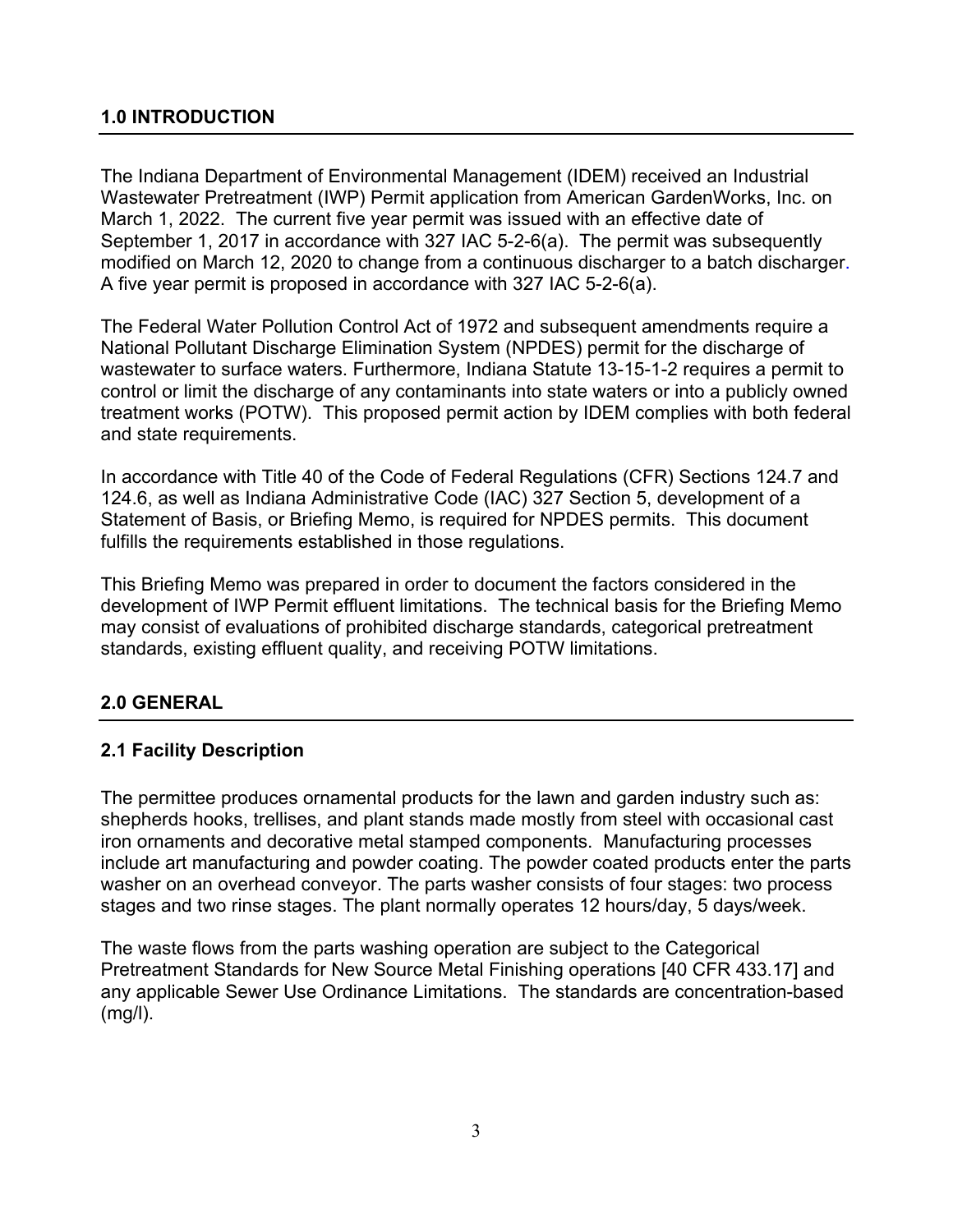## 1.0 INTRODUCTION

The Indiana Department of Environmental Management (IDEM) received an Industrial Wastewater Pretreatment (IWP) Permit application from American GardenWorks, Inc. on March 1, 2022. The current five year permit was issued with an effective date of September 1, 2017 in accordance with 327 IAC 5-2-6(a). The permit was subsequently modified on March 12, 2020 to change from a continuous discharger to a batch discharger. A five year permit is proposed in accordance with 327 IAC 5-2-6(a).

The Federal Water Pollution Control Act of 1972 and subsequent amendments require a National Pollutant Discharge Elimination System (NPDES) permit for the discharge of wastewater to surface waters. Furthermore, Indiana Statute 13-15-1-2 requires a permit to control or limit the discharge of any contaminants into state waters or into a publicly owned treatment works (POTW). This proposed permit action by IDEM complies with both federal and state requirements.

In accordance with Title 40 of the Code of Federal Regulations (CFR) Sections 124.7 and 124.6, as well as Indiana Administrative Code (IAC) 327 Section 5, development of a Statement of Basis, or Briefing Memo, is required for NPDES permits. This document fulfills the requirements established in those regulations.

This Briefing Memo was prepared in order to document the factors considered in the development of IWP Permit effluent limitations. The technical basis for the Briefing Memo may consist of evaluations of prohibited discharge standards, categorical pretreatment standards, existing effluent quality, and receiving POTW limitations.

## 2.0 GENERAL

### 2.1 Facility Description

The permittee produces ornamental products for the lawn and garden industry such as: shepherds hooks, trellises, and plant stands made mostly from steel with occasional cast iron ornaments and decorative metal stamped components. Manufacturing processes include art manufacturing and powder coating. The powder coated products enter the parts washer on an overhead conveyor. The parts washer consists of four stages: two process stages and two rinse stages. The plant normally operates 12 hours/day, 5 days/week.

The waste flows from the parts washing operation are subject to the Categorical Pretreatment Standards for New Source Metal Finishing operations [40 CFR 433.17] and any applicable Sewer Use Ordinance Limitations. The standards are concentration-based (mg/l).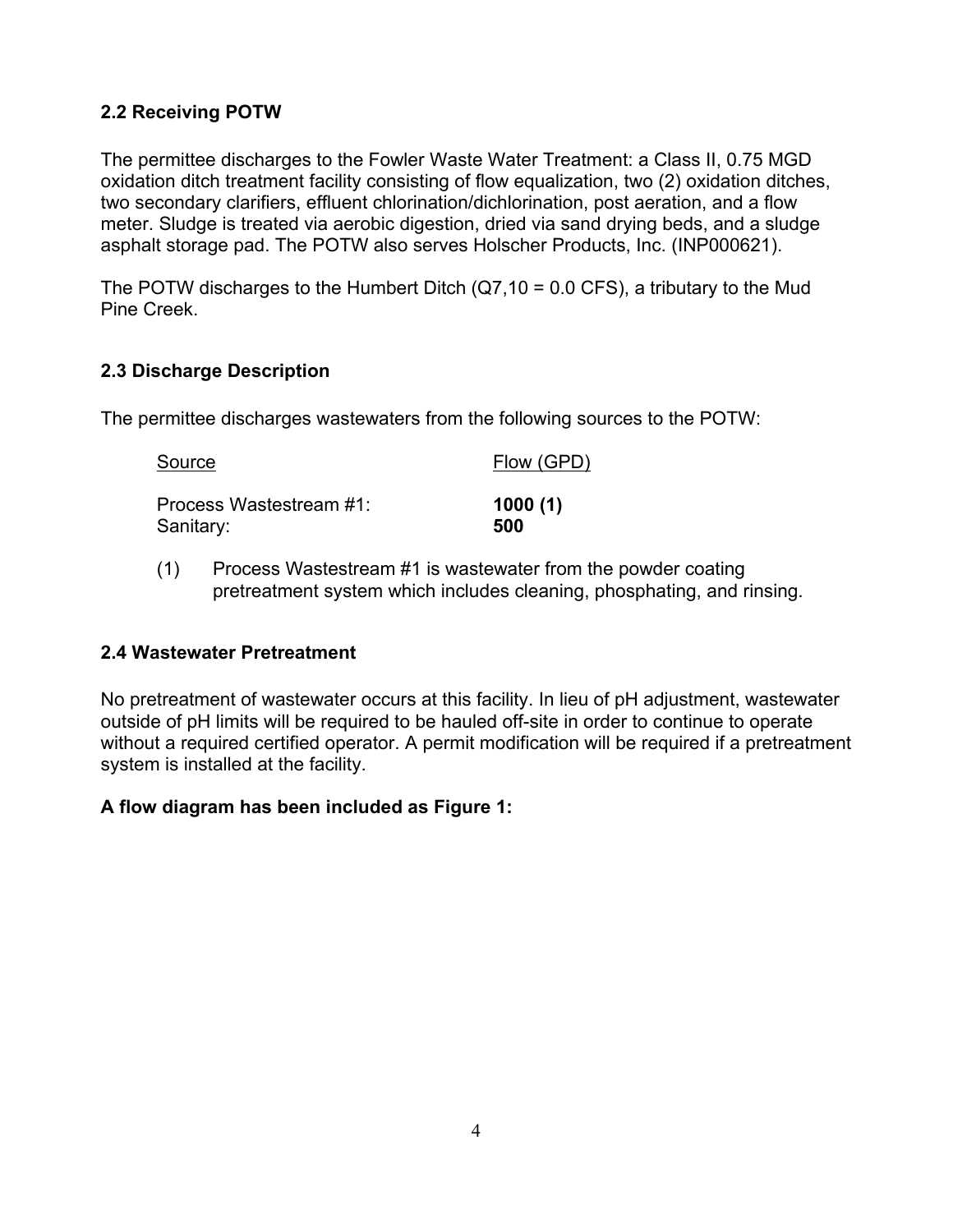### 2.2 Receiving POTW

The permittee discharges to the Fowler Waste Water Treatment: a Class II, 0.75 MGD oxidation ditch treatment facility consisting of flow equalization, two (2) oxidation ditches, two secondary clarifiers, effluent chlorination/dichlorination, post aeration, and a flow meter. Sludge is treated via aerobic digestion, dried via sand drying beds, and a sludge asphalt storage pad. The POTW also serves Holscher Products, Inc. (INP000621).

The POTW discharges to the Humbert Ditch (Q7,10 = 0.0 CFS), a tributary to the Mud Pine Creek.

### 2.3 Discharge Description

The permittee discharges wastewaters from the following sources to the POTW:

| Source | Flow (GPD) |
|---|---|
| Process Wastestream #1: | **1000 (1)** |
| Sanitary: | **500** |

(1) Process Wastestream #1 is wastewater from the powder coating pretreatment system which includes cleaning, phosphating, and rinsing.

### 2.4 Wastewater Pretreatment

No pretreatment of wastewater occurs at this facility. In lieu of pH adjustment, wastewater outside of pH limits will be required to be hauled off-site in order to continue to operate without a required certified operator. A permit modification will be required if a pretreatment system is installed at the facility.

**A flow diagram has been included as Figure 1:**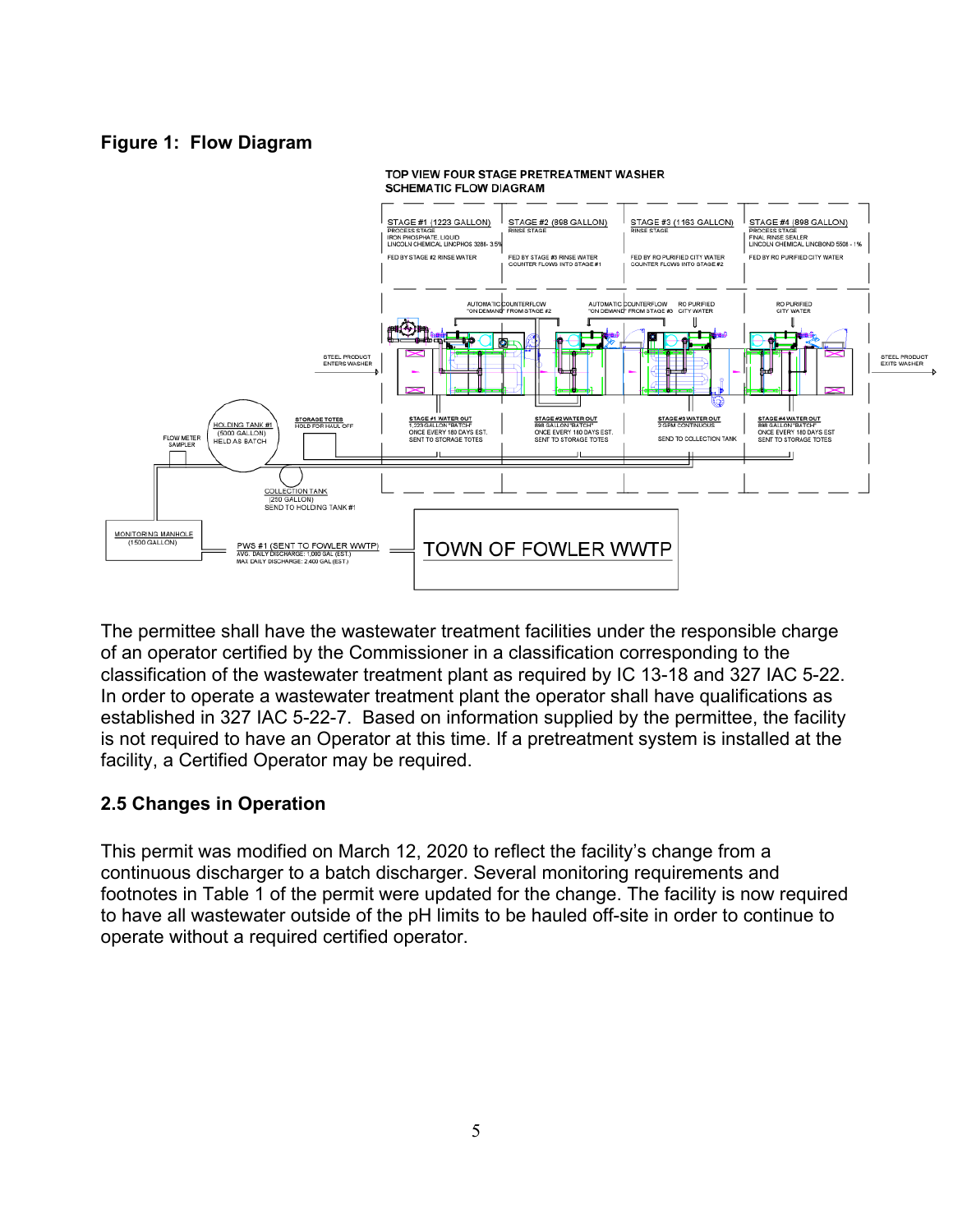**Figure 1: Flow Diagram**

The permittee shall have the wastewater treatment facilities under the responsible charge of an operator certified by the Commissioner in a classification corresponding to the classification of the wastewater treatment plant as required by IC 13-18 and 327 IAC 5-22. In order to operate a wastewater treatment plant the operator shall have qualifications as established in 327 IAC 5-22-7. Based on information supplied by the permittee, the facility is not required to have an Operator at this time. If a pretreatment system is installed at the facility, a Certified Operator may be required.

### 2.5 Changes in Operation

This permit was modified on March 12, 2020 to reflect the facility's change from a continuous discharger to a batch discharger. Several monitoring requirements and footnotes in Table 1 of the permit were updated for the change. The facility is now required to have all wastewater outside of the pH limits to be hauled off-site in order to continue to operate without a required certified operator.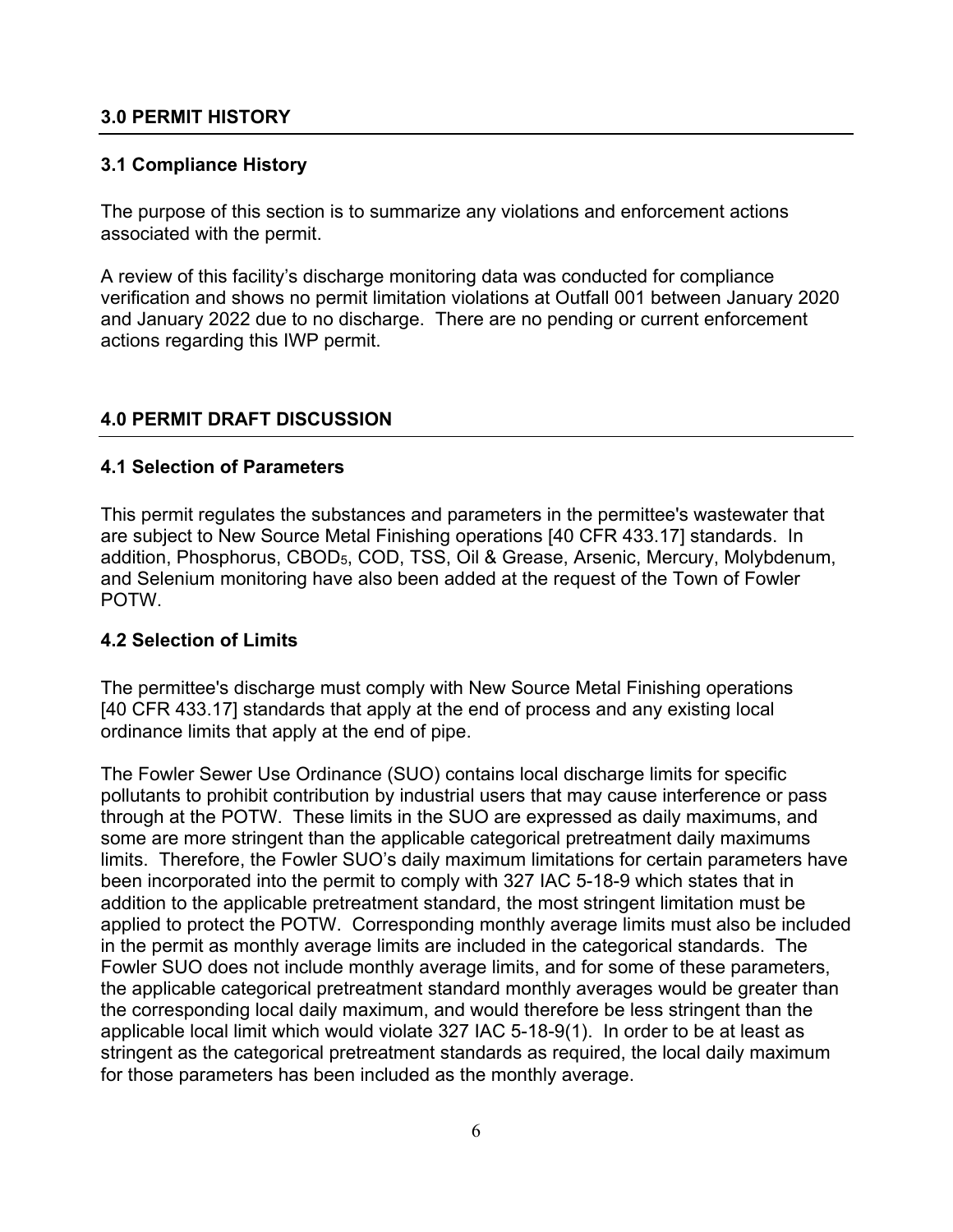## 3.0 PERMIT HISTORY

### 3.1 Compliance History

The purpose of this section is to summarize any violations and enforcement actions associated with the permit.

A review of this facility's discharge monitoring data was conducted for compliance verification and shows no permit limitation violations at Outfall 001 between January 2020 and January 2022 due to no discharge. There are no pending or current enforcement actions regarding this IWP permit.

## 4.0 PERMIT DRAFT DISCUSSION

### 4.1 Selection of Parameters

This permit regulates the substances and parameters in the permittee's wastewater that are subject to New Source Metal Finishing operations [40 CFR 433.17] standards. In addition, Phosphorus, $CBOD_5$, COD, TSS, Oil & Grease, Arsenic, Mercury, Molybdenum, and Selenium monitoring have also been added at the request of the Town of Fowler POTW.

### 4.2 Selection of Limits

The permittee's discharge must comply with New Source Metal Finishing operations [40 CFR 433.17] standards that apply at the end of process and any existing local ordinance limits that apply at the end of pipe.

The Fowler Sewer Use Ordinance (SUO) contains local discharge limits for specific pollutants to prohibit contribution by industrial users that may cause interference or pass through at the POTW. These limits in the SUO are expressed as daily maximums, and some are more stringent than the applicable categorical pretreatment daily maximums limits. Therefore, the Fowler SUO's daily maximum limitations for certain parameters have been incorporated into the permit to comply with 327 IAC 5-18-9 which states that in addition to the applicable pretreatment standard, the most stringent limitation must be applied to protect the POTW. Corresponding monthly average limits must also be included in the permit as monthly average limits are included in the categorical standards. The Fowler SUO does not include monthly average limits, and for some of these parameters, the applicable categorical pretreatment standard monthly averages would be greater than the corresponding local daily maximum, and would therefore be less stringent than the applicable local limit which would violate 327 IAC 5-18-9(1). In order to be at least as stringent as the categorical pretreatment standards as required, the local daily maximum for those parameters has been included as the monthly average.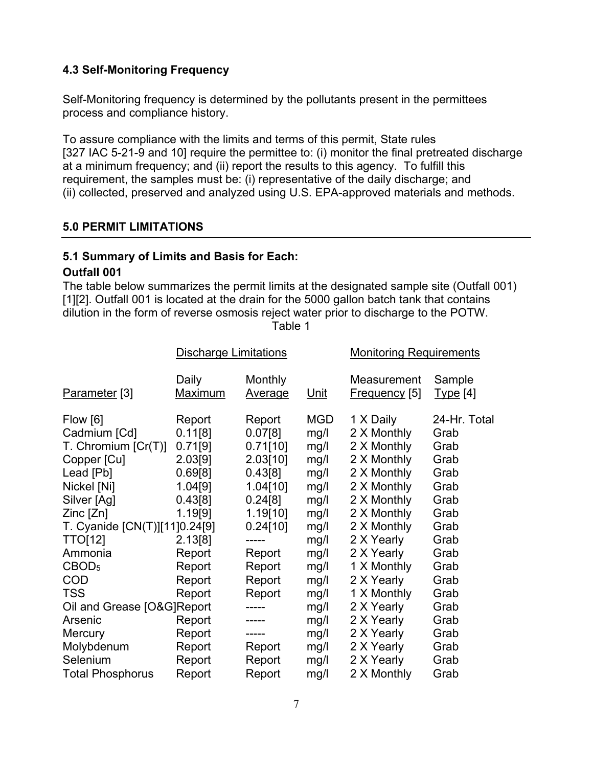### 4.3 Self-Monitoring Frequency

Self-Monitoring frequency is determined by the pollutants present in the permittees process and compliance history.

To assure compliance with the limits and terms of this permit, State rules [327 IAC 5-21-9 and 10] require the permittee to: (i) monitor the final pretreated discharge at a minimum frequency; and (ii) report the results to this agency. To fulfill this requirement, the samples must be: (i) representative of the daily discharge; and (ii) collected, preserved and analyzed using U.S. EPA-approved materials and methods.

## 5.0 PERMIT LIMITATIONS

### 5.1 Summary of Limits and Basis for Each:

**Outfall 001**

The table below summarizes the permit limits at the designated sample site (Outfall 001) [1][2]. Outfall 001 is located at the drain for the 5000 gallon batch tank that contains dilution in the form of reverse osmosis reject water prior to discharge to the POTW.

Table 1

| | Discharge Limitations | | | Monitoring Requirements | |
|---|---|---|---|---|---|
| Parameter [3] | Daily Maximum | Monthly Average | Unit | Measurement Frequency [5] | Sample Type [4] |
| Flow [6] | Report | Report | MGD | 1 X Daily | 24-Hr. Total |
| Cadmium [Cd] | 0.11[8] | 0.07[8] | mg/l | 2 X Monthly | Grab |
| T. Chromium [Cr(T)] | 0.71[9] | 0.71[10] | mg/l | 2 X Monthly | Grab |
| Copper [Cu] | 2.03[9] | 2.03[10] | mg/l | 2 X Monthly | Grab |
| Lead [Pb] | 0.69[8] | 0.43[8] | mg/l | 2 X Monthly | Grab |
| Nickel [Ni] | 1.04[9] | 1.04[10] | mg/l | 2 X Monthly | Grab |
| Silver [Ag] | 0.43[8] | 0.24[8] | mg/l | 2 X Monthly | Grab |
| Zinc [Zn] | 1.19[9] | 1.19[10] | mg/l | 2 X Monthly | Grab |
| T. Cyanide [CN(T)][11] | 0.24[9] | 0.24[10] | mg/l | 2 X Monthly | Grab |
| TTO[12] | 2.13[8] | ----- | mg/l | 2 X Yearly | Grab |
| Ammonia | Report | Report | mg/l | 2 X Yearly | Grab |
| $CBOD_5$ | Report | Report | mg/l | 1 X Monthly | Grab |
| COD | Report | Report | mg/l | 2 X Yearly | Grab |
| TSS | Report | Report | mg/l | 1 X Monthly | Grab |
| Oil and Grease [O&G] | Report | ----- | mg/l | 2 X Yearly | Grab |
| Arsenic | Report | ----- | mg/l | 2 X Yearly | Grab |
| Mercury | Report | ----- | mg/l | 2 X Yearly | Grab |
| Molybdenum | Report | Report | mg/l | 2 X Yearly | Grab |
| Selenium | Report | Report | mg/l | 2 X Yearly | Grab |
| Total Phosphorus | Report | Report | mg/l | 2 X Monthly | Grab |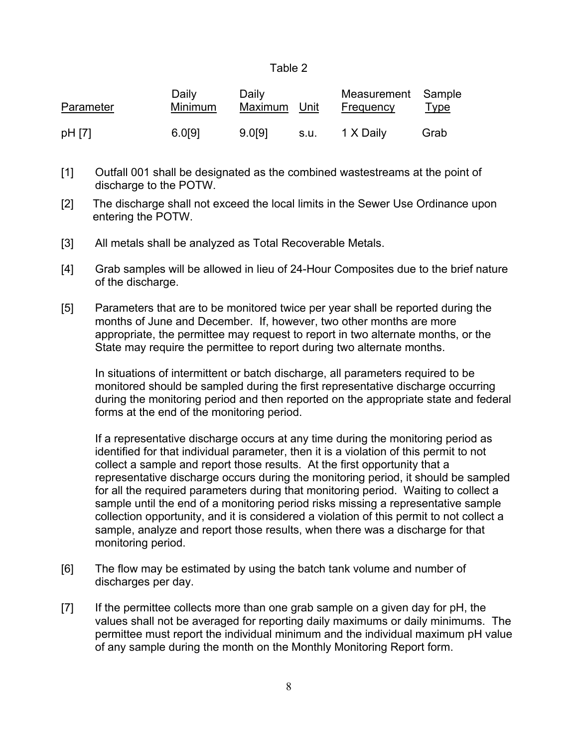Table 2

| Parameter | Daily Minimum | Daily Maximum | Unit | Measurement Frequency | Sample Type |
|---|---|---|---|---|---|
| pH [7] | 6.0[9] | 9.0[9] | s.u. | 1 X Daily | Grab |

[1] Outfall 001 shall be designated as the combined wastestreams at the point of discharge to the POTW.

[2] The discharge shall not exceed the local limits in the Sewer Use Ordinance upon entering the POTW.

[3] All metals shall be analyzed as Total Recoverable Metals.

[4] Grab samples will be allowed in lieu of 24-Hour Composites due to the brief nature of the discharge.

[5] Parameters that are to be monitored twice per year shall be reported during the months of June and December. If, however, two other months are more appropriate, the permittee may request to report in two alternate months, or the State may require the permittee to report during two alternate months.

In situations of intermittent or batch discharge, all parameters required to be monitored should be sampled during the first representative discharge occurring during the monitoring period and then reported on the appropriate state and federal forms at the end of the monitoring period.

If a representative discharge occurs at any time during the monitoring period as identified for that individual parameter, then it is a violation of this permit to not collect a sample and report those results. At the first opportunity that a representative discharge occurs during the monitoring period, it should be sampled for all the required parameters during that monitoring period. Waiting to collect a sample until the end of a monitoring period risks missing a representative sample collection opportunity, and it is considered a violation of this permit to not collect a sample, analyze and report those results, when there was a discharge for that monitoring period.

[6] The flow may be estimated by using the batch tank volume and number of discharges per day.

[7] If the permittee collects more than one grab sample on a given day for pH, the values shall not be averaged for reporting daily maximums or daily minimums. The permittee must report the individual minimum and the individual maximum pH value of any sample during the month on the Monthly Monitoring Report form.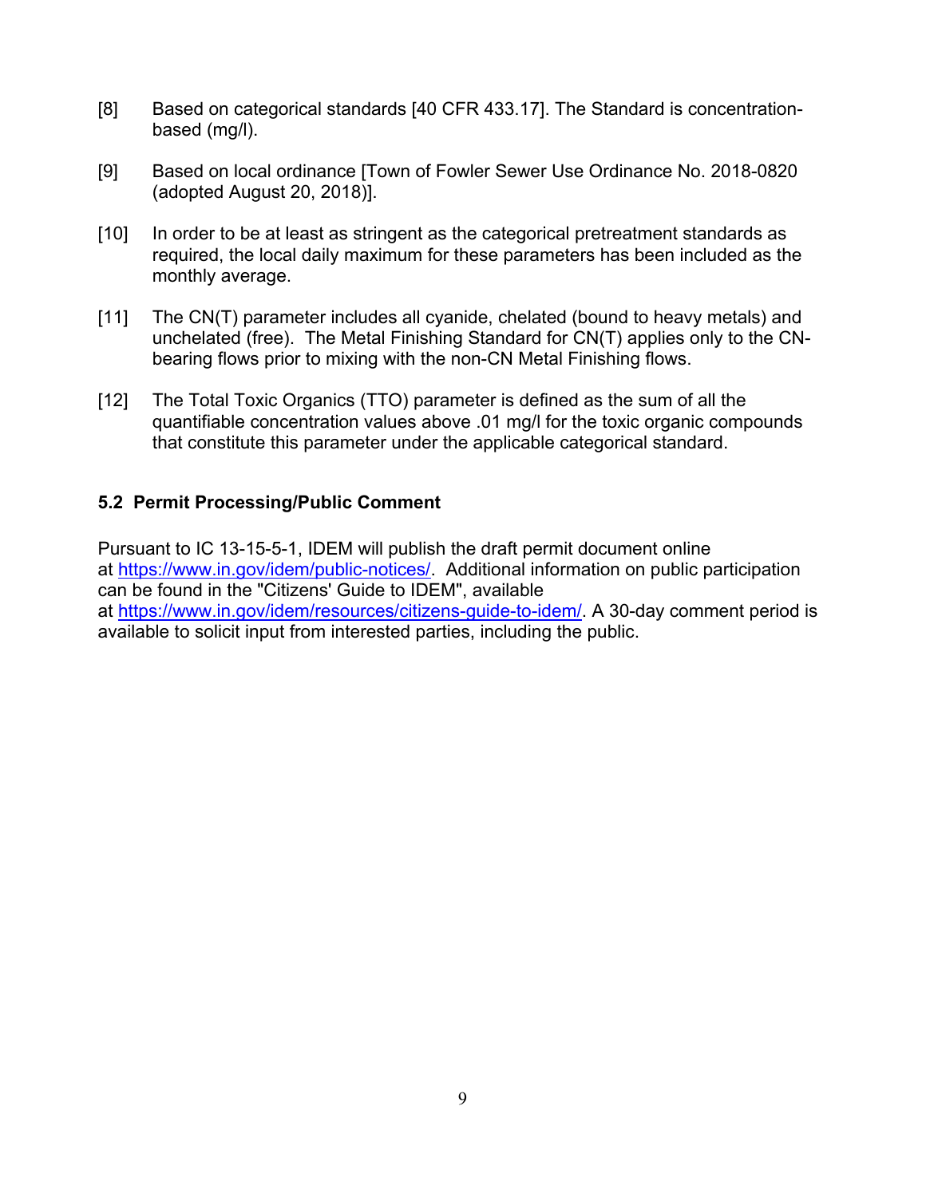[8] Based on categorical standards [40 CFR 433.17]. The Standard is concentration-based (mg/l).

[9] Based on local ordinance [Town of Fowler Sewer Use Ordinance No. 2018-0820 (adopted August 20, 2018)].

[10] In order to be at least as stringent as the categorical pretreatment standards as required, the local daily maximum for these parameters has been included as the monthly average.

[11] The CN(T) parameter includes all cyanide, chelated (bound to heavy metals) and unchelated (free). The Metal Finishing Standard for CN(T) applies only to the CN-bearing flows prior to mixing with the non-CN Metal Finishing flows.

[12] The Total Toxic Organics (TTO) parameter is defined as the sum of all the quantifiable concentration values above .01 mg/l for the toxic organic compounds that constitute this parameter under the applicable categorical standard.

### 5.2 Permit Processing/Public Comment

Pursuant to IC 13-15-5-1, IDEM will publish the draft permit document online at https://www.in.gov/idem/public-notices/. Additional information on public participation can be found in the "Citizens' Guide to IDEM", available at https://www.in.gov/idem/resources/citizens-guide-to-idem/. A 30-day comment period is available to solicit input from interested parties, including the public.